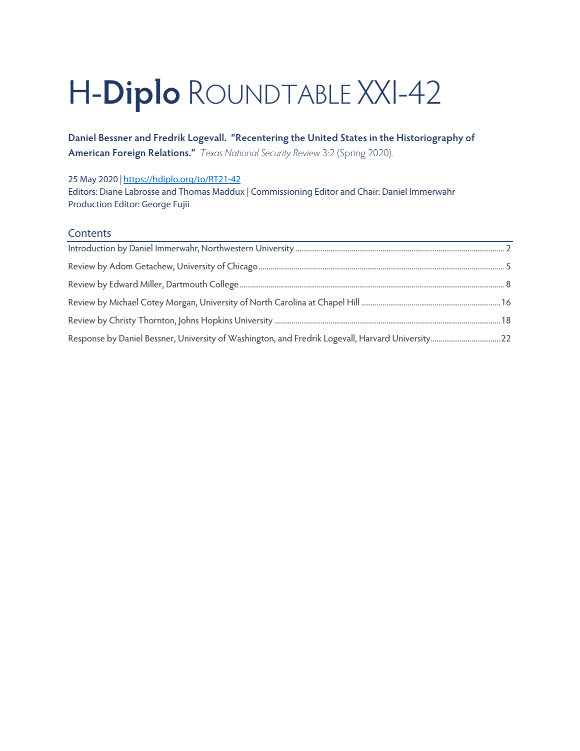# H-Diplo ROUNDTABLE XXI-42

**Daniel Bessner and Fredrik Logevall. "Recentering the United States in the Historiography of American Foreign Relations."** *Texas National Security Review* 3:2 (Spring 2020).

25 May 2020 | https://hdiplo.org/to/RT21-42
Editors: Diane Labrosse and Thomas Maddux | Commissioning Editor and Chair: Daniel Immerwahr
Production Editor: George Fujii

## Contents

| | |
|---|---|
| Introduction by Daniel Immerwahr, Northwestern University | 2 |
| Review by Adom Getachew, University of Chicago | 5 |
| Review by Edward Miller, Dartmouth College | 8 |
| Review by Michael Cotey Morgan, University of North Carolina at Chapel Hill | 16 |
| Review by Christy Thornton, Johns Hopkins University | 18 |
| Response by Daniel Bessner, University of Washington, and Fredrik Logevall, Harvard University | 22 |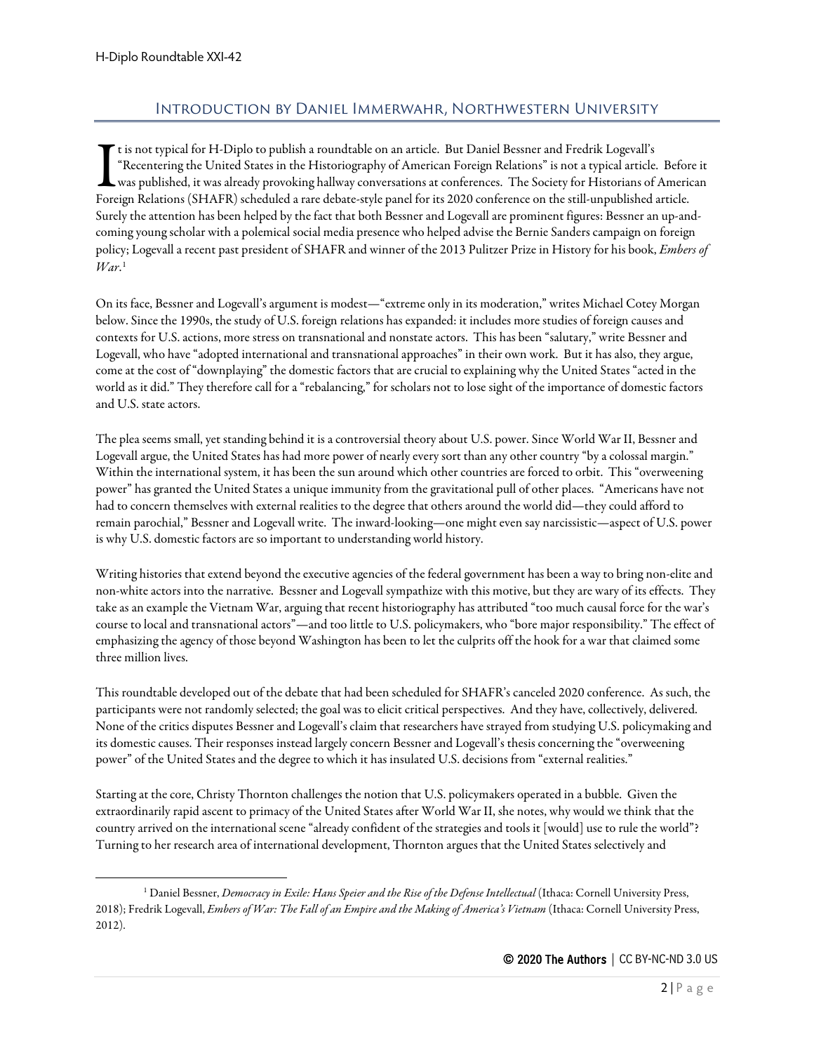## Introduction by Daniel Immerwahr, Northwestern University

It is not typical for H-Diplo to publish a roundtable on an article. But Daniel Bessner and Fredrik Logevall's "Recentering the United States in the Historiography of American Foreign Relations" is not a typical article. Before it was published, it was already provoking hallway conversations at conferences. The Society for Historians of American Foreign Relations (SHAFR) scheduled a rare debate-style panel for its 2020 conference on the still-unpublished article. Surely the attention has been helped by the fact that both Bessner and Logevall are prominent figures: Bessner an up-and-coming young scholar with a polemical social media presence who helped advise the Bernie Sanders campaign on foreign policy; Logevall a recent past president of SHAFR and winner of the 2013 Pulitzer Prize in History for his book, *Embers of War*.[1]

On its face, Bessner and Logevall's argument is modest—"extreme only in its moderation," writes Michael Cotey Morgan below. Since the 1990s, the study of U.S. foreign relations has expanded: it includes more studies of foreign causes and contexts for U.S. actions, more stress on transnational and nonstate actors. This has been "salutary," write Bessner and Logevall, who have "adopted international and transnational approaches" in their own work. But it has also, they argue, come at the cost of "downplaying" the domestic factors that are crucial to explaining why the United States "acted in the world as it did." They therefore call for a "rebalancing," for scholars not to lose sight of the importance of domestic factors and U.S. state actors.

The plea seems small, yet standing behind it is a controversial theory about U.S. power. Since World War II, Bessner and Logevall argue, the United States has had more power of nearly every sort than any other country "by a colossal margin." Within the international system, it has been the sun around which other countries are forced to orbit. This "overweening power" has granted the United States a unique immunity from the gravitational pull of other places. "Americans have not had to concern themselves with external realities to the degree that others around the world did—they could afford to remain parochial," Bessner and Logevall write. The inward-looking—one might even say narcissistic—aspect of U.S. power is why U.S. domestic factors are so important to understanding world history.

Writing histories that extend beyond the executive agencies of the federal government has been a way to bring non-elite and non-white actors into the narrative. Bessner and Logevall sympathize with this motive, but they are wary of its effects. They take as an example the Vietnam War, arguing that recent historiography has attributed "too much causal force for the war's course to local and transnational actors"—and too little to U.S. policymakers, who "bore major responsibility." The effect of emphasizing the agency of those beyond Washington has been to let the culprits off the hook for a war that claimed some three million lives.

This roundtable developed out of the debate that had been scheduled for SHAFR's canceled 2020 conference. As such, the participants were not randomly selected; the goal was to elicit critical perspectives. And they have, collectively, delivered. None of the critics disputes Bessner and Logevall's claim that researchers have strayed from studying U.S. policymaking and its domestic causes. Their responses instead largely concern Bessner and Logevall's thesis concerning the "overweening power" of the United States and the degree to which it has insulated U.S. decisions from "external realities."

Starting at the core, Christy Thornton challenges the notion that U.S. policymakers operated in a bubble. Given the extraordinarily rapid ascent to primacy of the United States after World War II, she notes, why would we think that the country arrived on the international scene "already confident of the strategies and tools it [would] use to rule the world"? Turning to her research area of international development, Thornton argues that the United States selectively and

[1] Daniel Bessner, *Democracy in Exile: Hans Speier and the Rise of the Defense Intellectual* (Ithaca: Cornell University Press, 2018); Fredrik Logevall, *Embers of War: The Fall of an Empire and the Making of America's Vietnam* (Ithaca: Cornell University Press, 2012).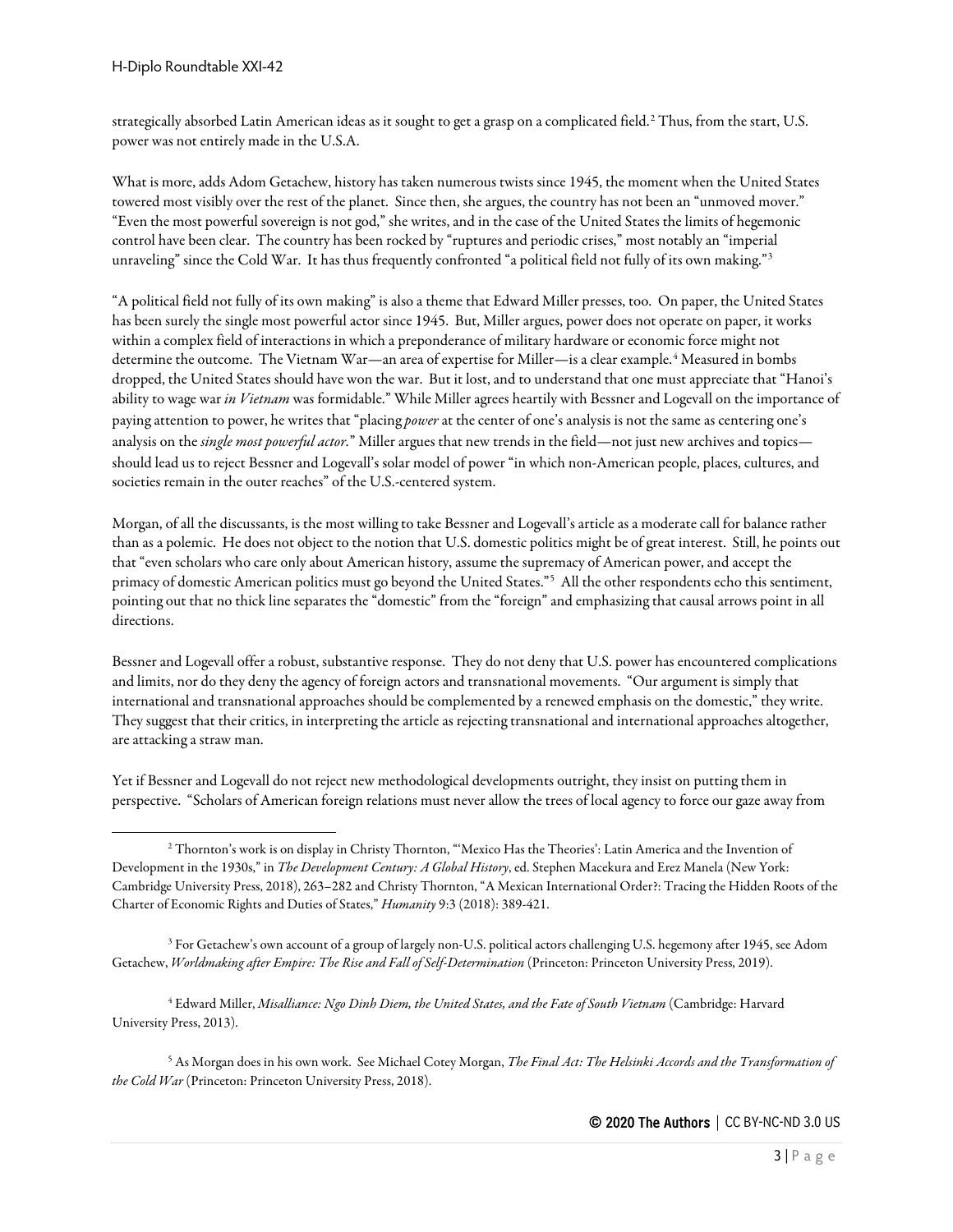strategically absorbed Latin American ideas as it sought to get a grasp on a complicated field.[2] Thus, from the start, U.S. power was not entirely made in the U.S.A.

What is more, adds Adom Getachew, history has taken numerous twists since 1945, the moment when the United States towered most visibly over the rest of the planet. Since then, she argues, the country has not been an "unmoved mover." "Even the most powerful sovereign is not god," she writes, and in the case of the United States the limits of hegemonic control have been clear. The country has been rocked by "ruptures and periodic crises," most notably an "imperial unraveling" since the Cold War. It has thus frequently confronted "a political field not fully of its own making."[3]

"A political field not fully of its own making" is also a theme that Edward Miller presses, too. On paper, the United States has been surely the single most powerful actor since 1945. But, Miller argues, power does not operate on paper, it works within a complex field of interactions in which a preponderance of military hardware or economic force might not determine the outcome. The Vietnam War—an area of expertise for Miller—is a clear example.[4] Measured in bombs dropped, the United States should have won the war. But it lost, and to understand that one must appreciate that "Hanoi's ability to wage war *in Vietnam* was formidable." While Miller agrees heartily with Bessner and Logevall on the importance of paying attention to power, he writes that "placing *power* at the center of one's analysis is not the same as centering one's analysis on the *single most powerful actor*." Miller argues that new trends in the field—not just new archives and topics—should lead us to reject Bessner and Logevall's solar model of power "in which non-American people, places, cultures, and societies remain in the outer reaches" of the U.S.-centered system.

Morgan, of all the discussants, is the most willing to take Bessner and Logevall's article as a moderate call for balance rather than as a polemic. He does not object to the notion that U.S. domestic politics might be of great interest. Still, he points out that "even scholars who care only about American history, assume the supremacy of American power, and accept the primacy of domestic American politics must go beyond the United States."[5] All the other respondents echo this sentiment, pointing out that no thick line separates the "domestic" from the "foreign" and emphasizing that causal arrows point in all directions.

Bessner and Logevall offer a robust, substantive response. They do not deny that U.S. power has encountered complications and limits, nor do they deny the agency of foreign actors and transnational movements. "Our argument is simply that international and transnational approaches should be complemented by a renewed emphasis on the domestic," they write. They suggest that their critics, in interpreting the article as rejecting transnational and international approaches altogether, are attacking a straw man.

Yet if Bessner and Logevall do not reject new methodological developments outright, they insist on putting them in perspective. "Scholars of American foreign relations must never allow the trees of local agency to force our gaze away from

---

[2] Thornton's work is on display in Christy Thornton, "'Mexico Has the Theories': Latin America and the Invention of Development in the 1930s," in *The Development Century: A Global History*, ed. Stephen Macekura and Erez Manela (New York: Cambridge University Press, 2018), 263–282 and Christy Thornton, "A Mexican International Order?: Tracing the Hidden Roots of the Charter of Economic Rights and Duties of States," *Humanity* 9:3 (2018): 389-421.

[3] For Getachew's own account of a group of largely non-U.S. political actors challenging U.S. hegemony after 1945, see Adom Getachew, *Worldmaking after Empire: The Rise and Fall of Self-Determination* (Princeton: Princeton University Press, 2019).

[4] Edward Miller, *Misalliance: Ngo Dinh Diem, the United States, and the Fate of South Vietnam* (Cambridge: Harvard University Press, 2013).

[5] As Morgan does in his own work. See Michael Cotey Morgan, *The Final Act: The Helsinki Accords and the Transformation of the Cold War* (Princeton: Princeton University Press, 2018).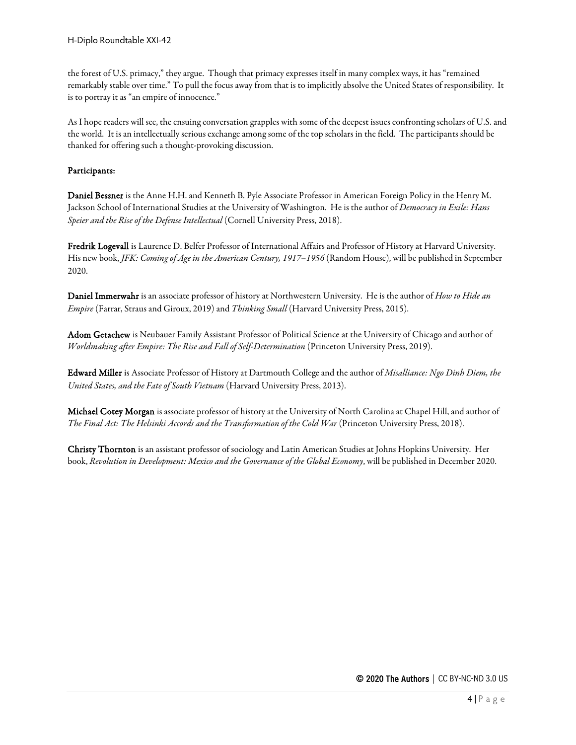the forest of U.S. primacy," they argue. Though that primacy expresses itself in many complex ways, it has "remained remarkably stable over time." To pull the focus away from that is to implicitly absolve the United States of responsibility. It is to portray it as "an empire of innocence."

As I hope readers will see, the ensuing conversation grapples with some of the deepest issues confronting scholars of U.S. and the world. It is an intellectually serious exchange among some of the top scholars in the field. The participants should be thanked for offering such a thought-provoking discussion.

**Participants:**

**Daniel Bessner** is the Anne H.H. and Kenneth B. Pyle Associate Professor in American Foreign Policy in the Henry M. Jackson School of International Studies at the University of Washington. He is the author of *Democracy in Exile: Hans Speier and the Rise of the Defense Intellectual* (Cornell University Press, 2018).

**Fredrik Logevall** is Laurence D. Belfer Professor of International Affairs and Professor of History at Harvard University. His new book, *JFK: Coming of Age in the American Century, 1917–1956* (Random House), will be published in September 2020.

**Daniel Immerwahr** is an associate professor of history at Northwestern University. He is the author of *How to Hide an Empire* (Farrar, Straus and Giroux, 2019) and *Thinking Small* (Harvard University Press, 2015).

**Adom Getachew** is Neubauer Family Assistant Professor of Political Science at the University of Chicago and author of *Worldmaking after Empire: The Rise and Fall of Self-Determination* (Princeton University Press, 2019).

**Edward Miller** is Associate Professor of History at Dartmouth College and the author of *Misalliance: Ngo Dinh Diem, the United States, and the Fate of South Vietnam* (Harvard University Press, 2013).

**Michael Cotey Morgan** is associate professor of history at the University of North Carolina at Chapel Hill, and author of *The Final Act: The Helsinki Accords and the Transformation of the Cold War* (Princeton University Press, 2018).

**Christy Thornton** is an assistant professor of sociology and Latin American Studies at Johns Hopkins University. Her book, *Revolution in Development: Mexico and the Governance of the Global Economy*, will be published in December 2020.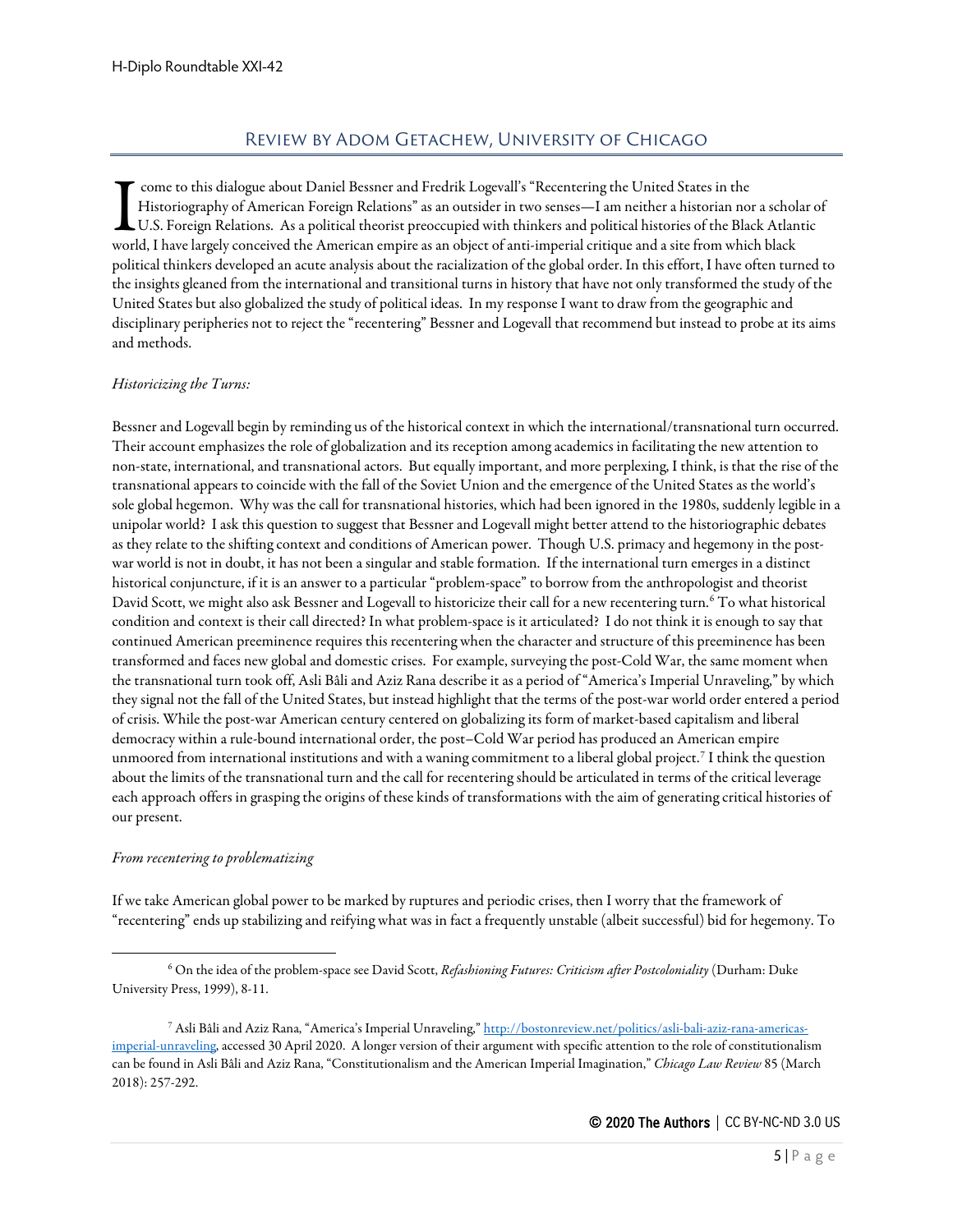## Review by Adom Getachew, University of Chicago

I come to this dialogue about Daniel Bessner and Fredrik Logevall's "Recentering the United States in the Historiography of American Foreign Relations" as an outsider in two senses—I am neither a historian nor a scholar of U.S. Foreign Relations. As a political theorist preoccupied with thinkers and political histories of the Black Atlantic world, I have largely conceived the American empire as an object of anti-imperial critique and a site from which black political thinkers developed an acute analysis about the racialization of the global order. In this effort, I have often turned to the insights gleaned from the international and transitional turns in history that have not only transformed the study of the United States but also globalized the study of political ideas. In my response I want to draw from the geographic and disciplinary peripheries not to reject the "recentering" Bessner and Logevall that recommend but instead to probe at its aims and methods.

*Historicizing the Turns:*

Bessner and Logevall begin by reminding us of the historical context in which the international/transnational turn occurred. Their account emphasizes the role of globalization and its reception among academics in facilitating the new attention to non-state, international, and transnational actors. But equally important, and more perplexing, I think, is that the rise of the transnational appears to coincide with the fall of the Soviet Union and the emergence of the United States as the world's sole global hegemon. Why was the call for transnational histories, which had been ignored in the 1980s, suddenly legible in a unipolar world? I ask this question to suggest that Bessner and Logevall might better attend to the historiographic debates as they relate to the shifting context and conditions of American power. Though U.S. primacy and hegemony in the post-war world is not in doubt, it has not been a singular and stable formation. If the international turn emerges in a distinct historical conjuncture, if it is an answer to a particular "problem-space" to borrow from the anthropologist and theorist David Scott, we might also ask Bessner and Logevall to historicize their call for a new recentering turn.[6] To what historical condition and context is their call directed? In what problem-space is it articulated? I do not think it is enough to say that continued American preeminence requires this recentering when the character and structure of this preeminence has been transformed and faces new global and domestic crises. For example, surveying the post-Cold War, the same moment when the transnational turn took off, Asli Bâli and Aziz Rana describe it as a period of "America's Imperial Unraveling," by which they signal not the fall of the United States, but instead highlight that the terms of the post-war world order entered a period of crisis. While the post-war American century centered on globalizing its form of market-based capitalism and liberal democracy within a rule-bound international order, the post–Cold War period has produced an American empire unmoored from international institutions and with a waning commitment to a liberal global project.[7] I think the question about the limits of the transnational turn and the call for recentering should be articulated in terms of the critical leverage each approach offers in grasping the origins of these kinds of transformations with the aim of generating critical histories of our present.

*From recentering to problematizing*

If we take American global power to be marked by ruptures and periodic crises, then I worry that the framework of "recentering" ends up stabilizing and reifying what was in fact a frequently unstable (albeit successful) bid for hegemony. To

---

[6] On the idea of the problem-space see David Scott, *Refashioning Futures: Criticism after Postcoloniality* (Durham: Duke University Press, 1999), 8-11.

[7] Asli Bâli and Aziz Rana, "America's Imperial Unraveling," http://bostonreview.net/politics/asli-bali-aziz-rana-americas-imperial-unraveling, accessed 30 April 2020. A longer version of their argument with specific attention to the role of constitutionalism can be found in Asli Bâli and Aziz Rana, "Constitutionalism and the American Imperial Imagination," *Chicago Law Review* 85 (March 2018): 257-292.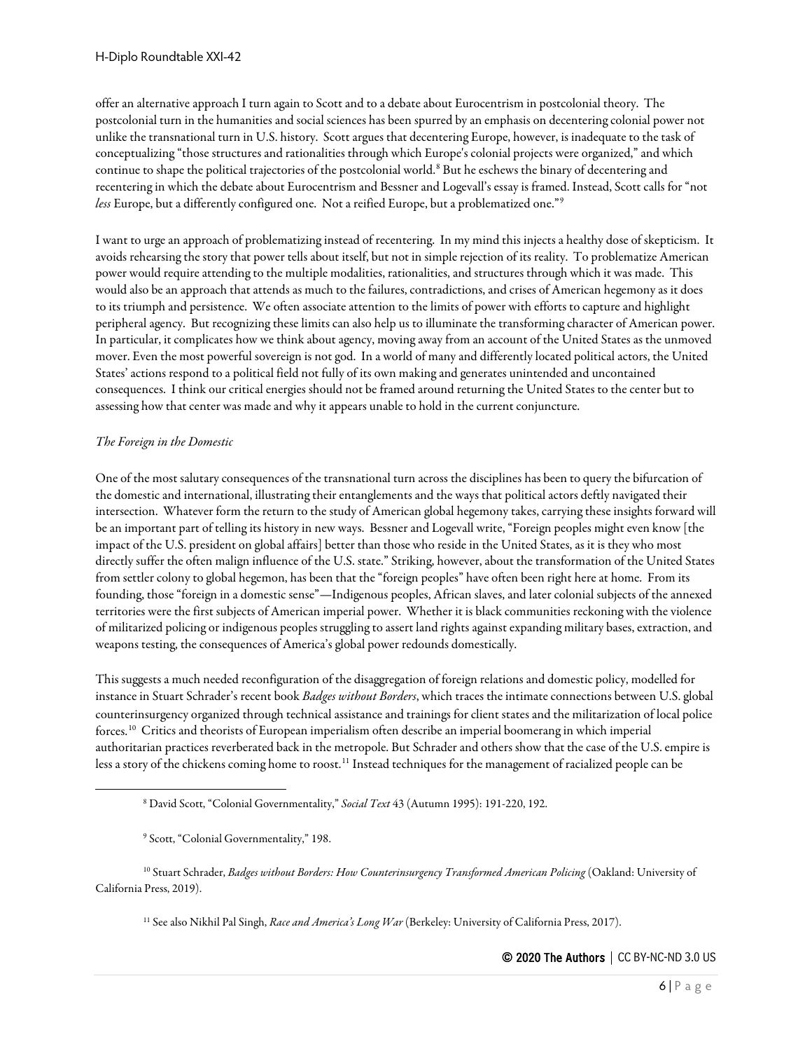offer an alternative approach I turn again to Scott and to a debate about Eurocentrism in postcolonial theory. The postcolonial turn in the humanities and social sciences has been spurred by an emphasis on decentering colonial power not unlike the transnational turn in U.S. history. Scott argues that decentering Europe, however, is inadequate to the task of conceptualizing "those structures and rationalities through which Europe's colonial projects were organized," and which continue to shape the political trajectories of the postcolonial world.[8] But he eschews the binary of decentering and recentering in which the debate about Eurocentrism and Bessner and Logevall's essay is framed. Instead, Scott calls for "not *less* Europe, but a differently configured one. Not a reified Europe, but a problematized one."[9]

I want to urge an approach of problematizing instead of recentering. In my mind this injects a healthy dose of skepticism. It avoids rehearsing the story that power tells about itself, but not in simple rejection of its reality. To problematize American power would require attending to the multiple modalities, rationalities, and structures through which it was made. This would also be an approach that attends as much to the failures, contradictions, and crises of American hegemony as it does to its triumph and persistence. We often associate attention to the limits of power with efforts to capture and highlight peripheral agency. But recognizing these limits can also help us to illuminate the transforming character of American power. In particular, it complicates how we think about agency, moving away from an account of the United States as the unmoved mover. Even the most powerful sovereign is not god. In a world of many and differently located political actors, the United States' actions respond to a political field not fully of its own making and generates unintended and uncontained consequences. I think our critical energies should not be framed around returning the United States to the center but to assessing how that center was made and why it appears unable to hold in the current conjuncture.

*The Foreign in the Domestic*

One of the most salutary consequences of the transnational turn across the disciplines has been to query the bifurcation of the domestic and international, illustrating their entanglements and the ways that political actors deftly navigated their intersection. Whatever form the return to the study of American global hegemony takes, carrying these insights forward will be an important part of telling its history in new ways. Bessner and Logevall write, "Foreign peoples might even know [the impact of the U.S. president on global affairs] better than those who reside in the United States, as it is they who most directly suffer the often malign influence of the U.S. state." Striking, however, about the transformation of the United States from settler colony to global hegemon, has been that the "foreign peoples" have often been right here at home. From its founding, those "foreign in a domestic sense"—Indigenous peoples, African slaves, and later colonial subjects of the annexed territories were the first subjects of American imperial power. Whether it is black communities reckoning with the violence of militarized policing or indigenous peoples struggling to assert land rights against expanding military bases, extraction, and weapons testing, the consequences of America's global power redounds domestically.

This suggests a much needed reconfiguration of the disaggregation of foreign relations and domestic policy, modelled for instance in Stuart Schrader's recent book *Badges without Borders*, which traces the intimate connections between U.S. global counterinsurgency organized through technical assistance and trainings for client states and the militarization of local police forces.[10] Critics and theorists of European imperialism often describe an imperial boomerang in which imperial authoritarian practices reverberated back in the metropole. But Schrader and others show that the case of the U.S. empire is less a story of the chickens coming home to roost.[11] Instead techniques for the management of racialized people can be

[8] David Scott, "Colonial Governmentality," *Social Text* 43 (Autumn 1995): 191-220, 192.

[9] Scott, "Colonial Governmentality," 198.

[10] Stuart Schrader, *Badges without Borders: How Counterinsurgency Transformed American Policing* (Oakland: University of California Press, 2019).

[11] See also Nikhil Pal Singh, *Race and America's Long War* (Berkeley: University of California Press, 2017).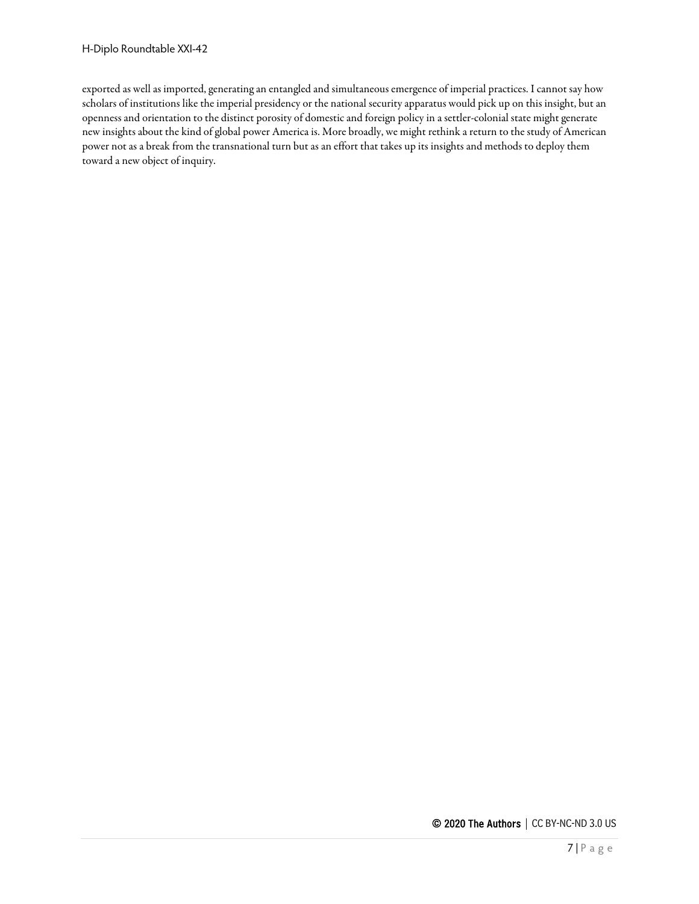exported as well as imported, generating an entangled and simultaneous emergence of imperial practices. I cannot say how scholars of institutions like the imperial presidency or the national security apparatus would pick up on this insight, but an openness and orientation to the distinct porosity of domestic and foreign policy in a settler-colonial state might generate new insights about the kind of global power America is. More broadly, we might rethink a return to the study of American power not as a break from the transnational turn but as an effort that takes up its insights and methods to deploy them toward a new object of inquiry.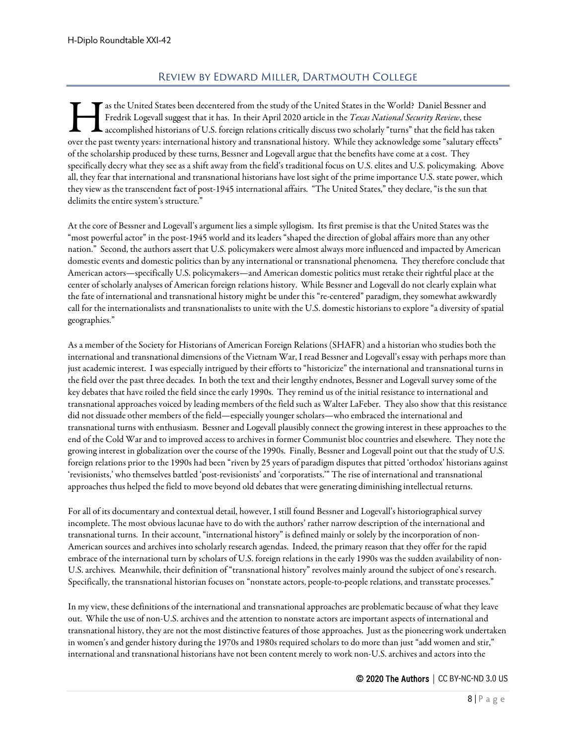## Review by Edward Miller, Dartmouth College

Has the United States been decentered from the study of the United States in the World? Daniel Bessner and Fredrik Logevall suggest that it has. In their April 2020 article in the *Texas National Security Review*, these accomplished historians of U.S. foreign relations critically discuss two scholarly "turns" that the field has taken over the past twenty years: international history and transnational history. While they acknowledge some "salutary effects" of the scholarship produced by these turns, Bessner and Logevall argue that the benefits have come at a cost. They specifically decry what they see as a shift away from the field's traditional focus on U.S. elites and U.S. policymaking. Above all, they fear that international and transnational historians have lost sight of the prime importance U.S. state power, which they view as the transcendent fact of post-1945 international affairs. "The United States," they declare, "is the sun that delimits the entire system's structure."

At the core of Bessner and Logevall's argument lies a simple syllogism. Its first premise is that the United States was the "most powerful actor" in the post-1945 world and its leaders "shaped the direction of global affairs more than any other nation." Second, the authors assert that U.S. policymakers were almost always more influenced and impacted by American domestic events and domestic politics than by any international or transnational phenomena. They therefore conclude that American actors—specifically U.S. policymakers—and American domestic politics must retake their rightful place at the center of scholarly analyses of American foreign relations history. While Bessner and Logevall do not clearly explain what the fate of international and transnational history might be under this "re-centered" paradigm, they somewhat awkwardly call for the internationalists and transnationalists to unite with the U.S. domestic historians to explore "a diversity of spatial geographies."

As a member of the Society for Historians of American Foreign Relations (SHAFR) and a historian who studies both the international and transnational dimensions of the Vietnam War, I read Bessner and Logevall's essay with perhaps more than just academic interest. I was especially intrigued by their efforts to "historicize" the international and transnational turns in the field over the past three decades. In both the text and their lengthy endnotes, Bessner and Logevall survey some of the key debates that have roiled the field since the early 1990s. They remind us of the initial resistance to international and transnational approaches voiced by leading members of the field such as Walter LaFeber. They also show that this resistance did not dissuade other members of the field—especially younger scholars—who embraced the international and transnational turns with enthusiasm. Bessner and Logevall plausibly connect the growing interest in these approaches to the end of the Cold War and to improved access to archives in former Communist bloc countries and elsewhere. They note the growing interest in globalization over the course of the 1990s. Finally, Bessner and Logevall point out that the study of U.S. foreign relations prior to the 1990s had been "riven by 25 years of paradigm disputes that pitted 'orthodox' historians against 'revisionists,' who themselves battled 'post-revisionists' and 'corporatists.'" The rise of international and transnational approaches thus helped the field to move beyond old debates that were generating diminishing intellectual returns.

For all of its documentary and contextual detail, however, I still found Bessner and Logevall's historiographical survey incomplete. The most obvious lacunae have to do with the authors' rather narrow description of the international and transnational turns. In their account, "international history" is defined mainly or solely by the incorporation of non-American sources and archives into scholarly research agendas. Indeed, the primary reason that they offer for the rapid embrace of the international turn by scholars of U.S. foreign relations in the early 1990s was the sudden availability of non-U.S. archives. Meanwhile, their definition of "transnational history" revolves mainly around the subject of one's research. Specifically, the transnational historian focuses on "nonstate actors, people-to-people relations, and transstate processes."

In my view, these definitions of the international and transnational approaches are problematic because of what they leave out. While the use of non-U.S. archives and the attention to nonstate actors are important aspects of international and transnational history, they are not the most distinctive features of those approaches. Just as the pioneering work undertaken in women's and gender history during the 1970s and 1980s required scholars to do more than just "add women and stir," international and transnational historians have not been content merely to work non-U.S. archives and actors into the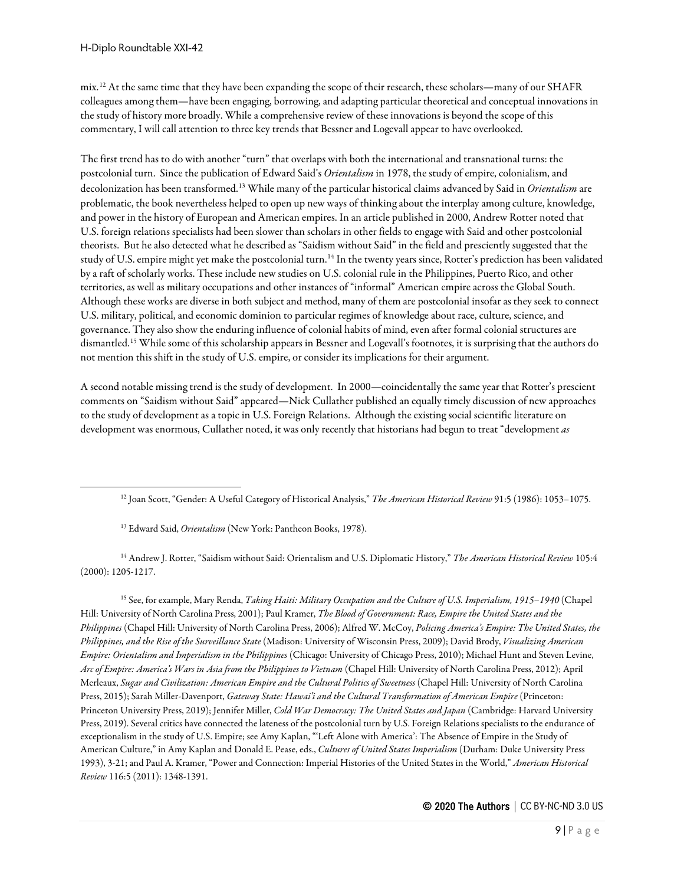mix.[12] At the same time that they have been expanding the scope of their research, these scholars—many of our SHAFR colleagues among them—have been engaging, borrowing, and adapting particular theoretical and conceptual innovations in the study of history more broadly. While a comprehensive review of these innovations is beyond the scope of this commentary, I will call attention to three key trends that Bessner and Logevall appear to have overlooked.

The first trend has to do with another "turn" that overlaps with both the international and transnational turns: the postcolonial turn. Since the publication of Edward Said's *Orientalism* in 1978, the study of empire, colonialism, and decolonization has been transformed.[13] While many of the particular historical claims advanced by Said in *Orientalism* are problematic, the book nevertheless helped to open up new ways of thinking about the interplay among culture, knowledge, and power in the history of European and American empires. In an article published in 2000, Andrew Rotter noted that U.S. foreign relations specialists had been slower than scholars in other fields to engage with Said and other postcolonial theorists. But he also detected what he described as "Saidism without Said" in the field and presciently suggested that the study of U.S. empire might yet make the postcolonial turn.[14] In the twenty years since, Rotter's prediction has been validated by a raft of scholarly works. These include new studies on U.S. colonial rule in the Philippines, Puerto Rico, and other territories, as well as military occupations and other instances of "informal" American empire across the Global South. Although these works are diverse in both subject and method, many of them are postcolonial insofar as they seek to connect U.S. military, political, and economic dominion to particular regimes of knowledge about race, culture, science, and governance. They also show the enduring influence of colonial habits of mind, even after formal colonial structures are dismantled.[15] While some of this scholarship appears in Bessner and Logevall's footnotes, it is surprising that the authors do not mention this shift in the study of U.S. empire, or consider its implications for their argument.

A second notable missing trend is the study of development. In 2000—coincidentally the same year that Rotter's prescient comments on "Saidism without Said" appeared—Nick Cullather published an equally timely discussion of new approaches to the study of development as a topic in U.S. Foreign Relations. Although the existing social scientific literature on development was enormous, Cullather noted, it was only recently that historians had begun to treat "development *as*

[12] Joan Scott, "Gender: A Useful Category of Historical Analysis," *The American Historical Review* 91:5 (1986): 1053–1075.

[13] Edward Said, *Orientalism* (New York: Pantheon Books, 1978).

[14] Andrew J. Rotter, "Saidism without Said: Orientalism and U.S. Diplomatic History," *The American Historical Review* 105:4 (2000): 1205-1217.

[15] See, for example, Mary Renda, *Taking Haiti: Military Occupation and the Culture of U.S. Imperialism, 1915–1940* (Chapel Hill: University of North Carolina Press, 2001); Paul Kramer, *The Blood of Government: Race, Empire the United States and the Philippines* (Chapel Hill: University of North Carolina Press, 2006); Alfred W. McCoy, *Policing America's Empire: The United States, the Philippines, and the Rise of the Surveillance State* (Madison: University of Wisconsin Press, 2009); David Brody, *Visualizing American Empire: Orientalism and Imperialism in the Philippines* (Chicago: University of Chicago Press, 2010); Michael Hunt and Steven Levine, *Arc of Empire: America's Wars in Asia from the Philippines to Vietnam* (Chapel Hill: University of North Carolina Press, 2012); April Merleaux, *Sugar and Civilization: American Empire and the Cultural Politics of Sweetness* (Chapel Hill: University of North Carolina Press, 2015); Sarah Miller-Davenport, *Gateway State: Hawai'i and the Cultural Transformation of American Empire* (Princeton: Princeton University Press, 2019); Jennifer Miller, *Cold War Democracy: The United States and Japan* (Cambridge: Harvard University Press, 2019). Several critics have connected the lateness of the postcolonial turn by U.S. Foreign Relations specialists to the endurance of exceptionalism in the study of U.S. Empire; see Amy Kaplan, "'Left Alone with America': The Absence of Empire in the Study of American Culture," in Amy Kaplan and Donald E. Pease, eds., *Cultures of United States Imperialism* (Durham: Duke University Press 1993), 3-21; and Paul A. Kramer, "Power and Connection: Imperial Histories of the United States in the World," *American Historical Review* 116:5 (2011): 1348-1391.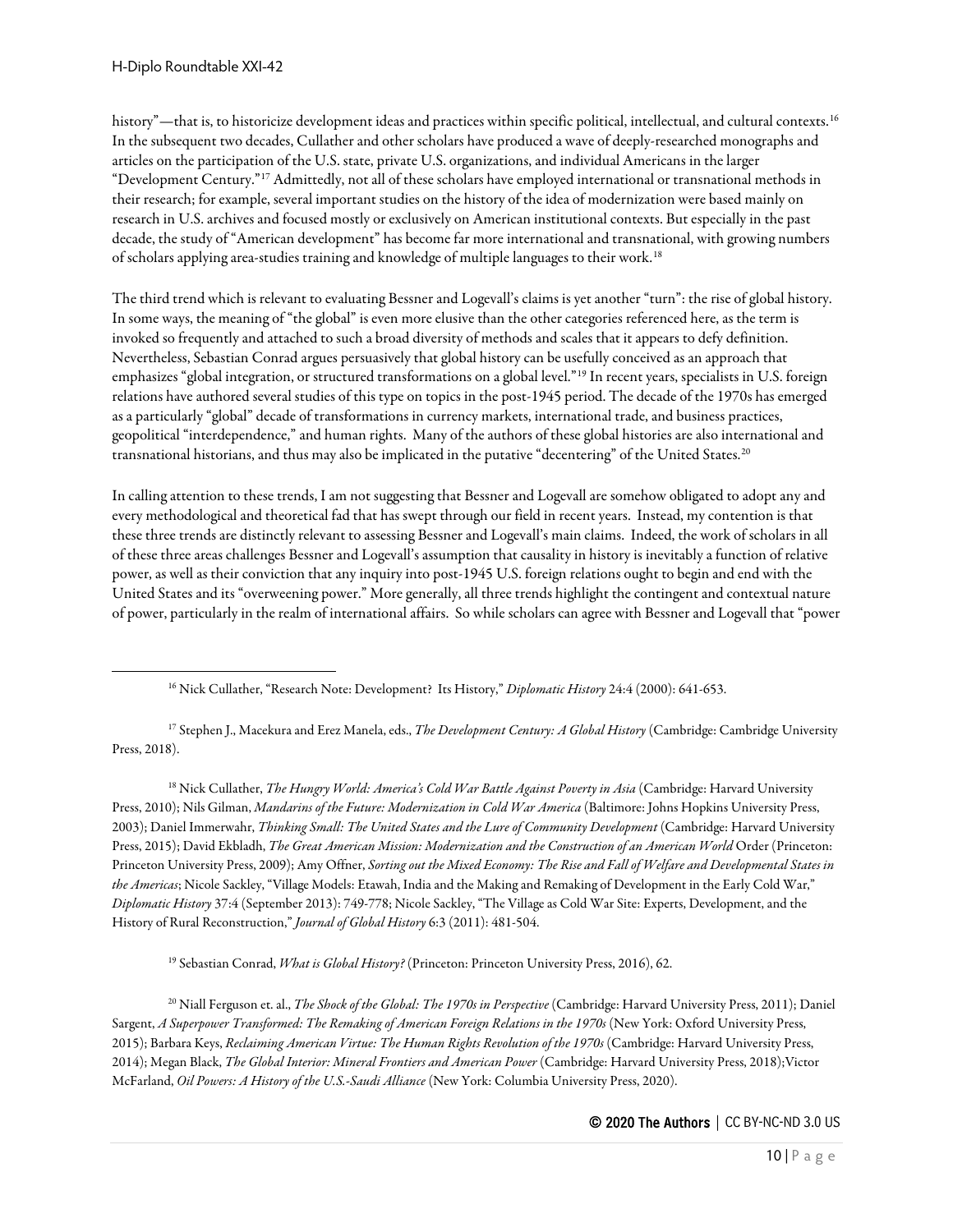history"—that is, to historicize development ideas and practices within specific political, intellectual, and cultural contexts.[16] In the subsequent two decades, Cullather and other scholars have produced a wave of deeply-researched monographs and articles on the participation of the U.S. state, private U.S. organizations, and individual Americans in the larger "Development Century."[17] Admittedly, not all of these scholars have employed international or transnational methods in their research; for example, several important studies on the history of the idea of modernization were based mainly on research in U.S. archives and focused mostly or exclusively on American institutional contexts. But especially in the past decade, the study of "American development" has become far more international and transnational, with growing numbers of scholars applying area-studies training and knowledge of multiple languages to their work.[18]

The third trend which is relevant to evaluating Bessner and Logevall's claims is yet another "turn": the rise of global history. In some ways, the meaning of "the global" is even more elusive than the other categories referenced here, as the term is invoked so frequently and attached to such a broad diversity of methods and scales that it appears to defy definition. Nevertheless, Sebastian Conrad argues persuasively that global history can be usefully conceived as an approach that emphasizes "global integration, or structured transformations on a global level."[19] In recent years, specialists in U.S. foreign relations have authored several studies of this type on topics in the post-1945 period. The decade of the 1970s has emerged as a particularly "global" decade of transformations in currency markets, international trade, and business practices, geopolitical "interdependence," and human rights. Many of the authors of these global histories are also international and transnational historians, and thus may also be implicated in the putative "decentering" of the United States.[20]

In calling attention to these trends, I am not suggesting that Bessner and Logevall are somehow obligated to adopt any and every methodological and theoretical fad that has swept through our field in recent years. Instead, my contention is that these three trends are distinctly relevant to assessing Bessner and Logevall's main claims. Indeed, the work of scholars in all of these three areas challenges Bessner and Logevall's assumption that causality in history is inevitably a function of relative power, as well as their conviction that any inquiry into post-1945 U.S. foreign relations ought to begin and end with the United States and its "overweening power." More generally, all three trends highlight the contingent and contextual nature of power, particularly in the realm of international affairs. So while scholars can agree with Bessner and Logevall that "power

---

[16] Nick Cullather, "Research Note: Development? Its History," *Diplomatic History* 24:4 (2000): 641-653.

[17] Stephen J., Macekura and Erez Manela, eds., *The Development Century: A Global History* (Cambridge: Cambridge University Press, 2018).

[18] Nick Cullather, *The Hungry World: America's Cold War Battle Against Poverty in Asia* (Cambridge: Harvard University Press, 2010); Nils Gilman, *Mandarins of the Future: Modernization in Cold War America* (Baltimore: Johns Hopkins University Press, 2003); Daniel Immerwahr, *Thinking Small: The United States and the Lure of Community Development* (Cambridge: Harvard University Press, 2015); David Ekbladh, *The Great American Mission: Modernization and the Construction of an American World* Order (Princeton: Princeton University Press, 2009); Amy Offner, *Sorting out the Mixed Economy: The Rise and Fall of Welfare and Developmental States in the Americas*; Nicole Sackley, "Village Models: Etawah, India and the Making and Remaking of Development in the Early Cold War," *Diplomatic History* 37:4 (September 2013): 749-778; Nicole Sackley, "The Village as Cold War Site: Experts, Development, and the History of Rural Reconstruction," *Journal of Global History* 6:3 (2011): 481-504.

[19] Sebastian Conrad, *What is Global History?* (Princeton: Princeton University Press, 2016), 62.

[20] Niall Ferguson et. al., *The Shock of the Global: The 1970s in Perspective* (Cambridge: Harvard University Press, 2011); Daniel Sargent, *A Superpower Transformed: The Remaking of American Foreign Relations in the 1970s* (New York: Oxford University Press, 2015); Barbara Keys, *Reclaiming American Virtue: The Human Rights Revolution of the 1970s* (Cambridge: Harvard University Press, 2014); Megan Black, *The Global Interior: Mineral Frontiers and American Power* (Cambridge: Harvard University Press, 2018);Victor McFarland, *Oil Powers: A History of the U.S.-Saudi Alliance* (New York: Columbia University Press, 2020).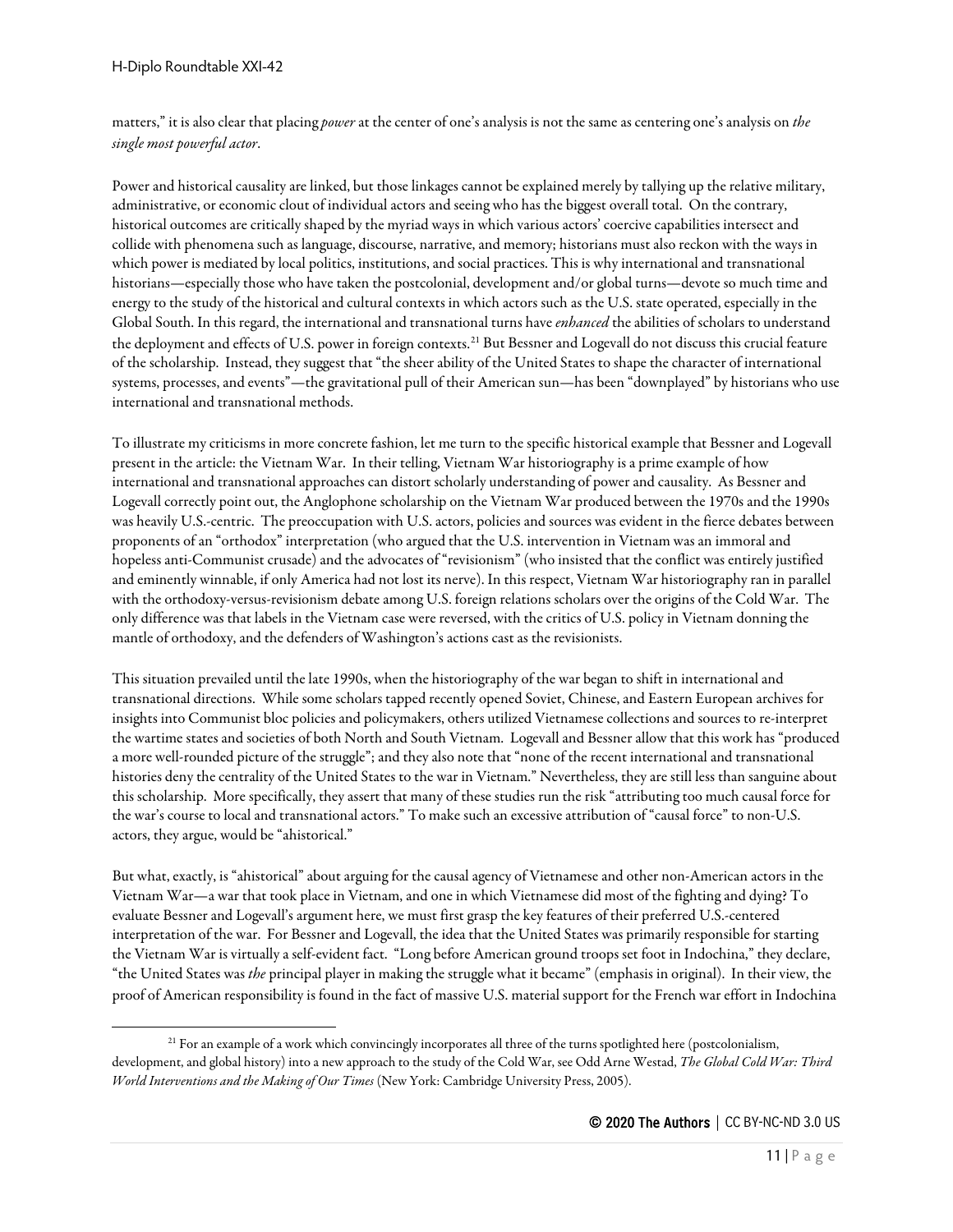matters," it is also clear that placing *power* at the center of one's analysis is not the same as centering one's analysis on *the single most powerful actor*.

Power and historical causality are linked, but those linkages cannot be explained merely by tallying up the relative military, administrative, or economic clout of individual actors and seeing who has the biggest overall total. On the contrary, historical outcomes are critically shaped by the myriad ways in which various actors' coercive capabilities intersect and collide with phenomena such as language, discourse, narrative, and memory; historians must also reckon with the ways in which power is mediated by local politics, institutions, and social practices. This is why international and transnational historians—especially those who have taken the postcolonial, development and/or global turns—devote so much time and energy to the study of the historical and cultural contexts in which actors such as the U.S. state operated, especially in the Global South. In this regard, the international and transnational turns have *enhanced* the abilities of scholars to understand the deployment and effects of U.S. power in foreign contexts.[21] But Bessner and Logevall do not discuss this crucial feature of the scholarship. Instead, they suggest that "the sheer ability of the United States to shape the character of international systems, processes, and events"—the gravitational pull of their American sun—has been "downplayed" by historians who use international and transnational methods.

To illustrate my criticisms in more concrete fashion, let me turn to the specific historical example that Bessner and Logevall present in the article: the Vietnam War. In their telling, Vietnam War historiography is a prime example of how international and transnational approaches can distort scholarly understanding of power and causality. As Bessner and Logevall correctly point out, the Anglophone scholarship on the Vietnam War produced between the 1970s and the 1990s was heavily U.S.-centric. The preoccupation with U.S. actors, policies and sources was evident in the fierce debates between proponents of an "orthodox" interpretation (who argued that the U.S. intervention in Vietnam was an immoral and hopeless anti-Communist crusade) and the advocates of "revisionism" (who insisted that the conflict was entirely justified and eminently winnable, if only America had not lost its nerve). In this respect, Vietnam War historiography ran in parallel with the orthodoxy-versus-revisionism debate among U.S. foreign relations scholars over the origins of the Cold War. The only difference was that labels in the Vietnam case were reversed, with the critics of U.S. policy in Vietnam donning the mantle of orthodoxy, and the defenders of Washington's actions cast as the revisionists.

This situation prevailed until the late 1990s, when the historiography of the war began to shift in international and transnational directions. While some scholars tapped recently opened Soviet, Chinese, and Eastern European archives for insights into Communist bloc policies and policymakers, others utilized Vietnamese collections and sources to re-interpret the wartime states and societies of both North and South Vietnam. Logevall and Bessner allow that this work has "produced a more well-rounded picture of the struggle"; and they also note that "none of the recent international and transnational histories deny the centrality of the United States to the war in Vietnam." Nevertheless, they are still less than sanguine about this scholarship. More specifically, they assert that many of these studies run the risk "attributing too much causal force for the war's course to local and transnational actors." To make such an excessive attribution of "causal force" to non-U.S. actors, they argue, would be "ahistorical."

But what, exactly, is "ahistorical" about arguing for the causal agency of Vietnamese and other non-American actors in the Vietnam War—a war that took place in Vietnam, and one in which Vietnamese did most of the fighting and dying? To evaluate Bessner and Logevall's argument here, we must first grasp the key features of their preferred U.S.-centered interpretation of the war. For Bessner and Logevall, the idea that the United States was primarily responsible for starting the Vietnam War is virtually a self-evident fact. "Long before American ground troops set foot in Indochina," they declare, "the United States was *the* principal player in making the struggle what it became" (emphasis in original). In their view, the proof of American responsibility is found in the fact of massive U.S. material support for the French war effort in Indochina

[21] For an example of a work which convincingly incorporates all three of the turns spotlighted here (postcolonialism, development, and global history) into a new approach to the study of the Cold War, see Odd Arne Westad, *The Global Cold War: Third World Interventions and the Making of Our Times* (New York: Cambridge University Press, 2005).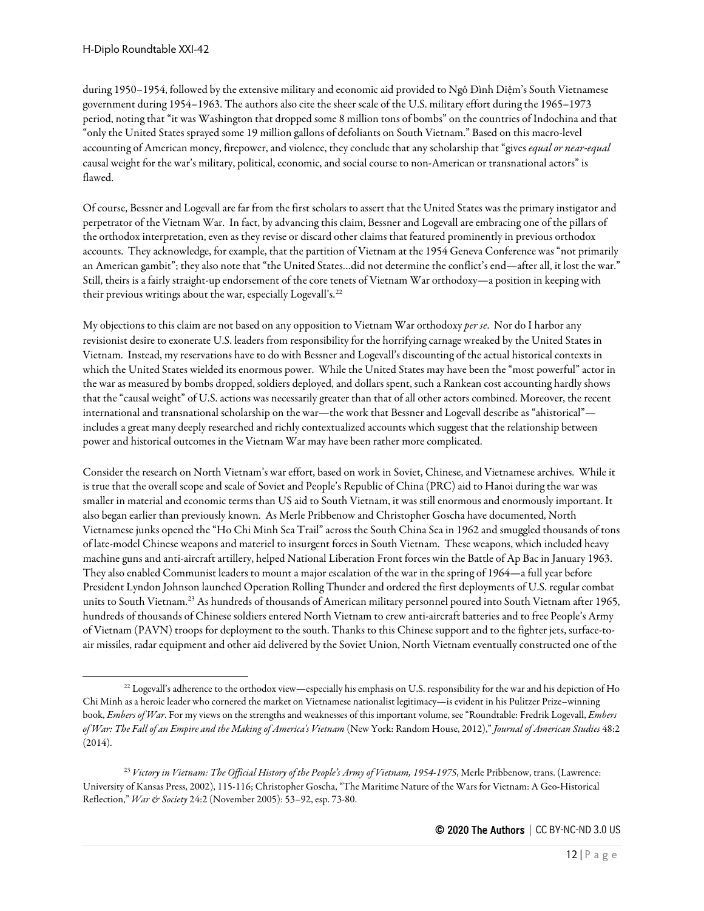during 1950–1954, followed by the extensive military and economic aid provided to Ngô Đình Diệm's South Vietnamese government during 1954–1963. The authors also cite the sheer scale of the U.S. military effort during the 1965–1973 period, noting that "it was Washington that dropped some 8 million tons of bombs" on the countries of Indochina and that "only the United States sprayed some 19 million gallons of defoliants on South Vietnam." Based on this macro-level accounting of American money, firepower, and violence, they conclude that any scholarship that "gives *equal or near-equal* causal weight for the war's military, political, economic, and social course to non-American or transnational actors" is flawed.

Of course, Bessner and Logevall are far from the first scholars to assert that the United States was the primary instigator and perpetrator of the Vietnam War. In fact, by advancing this claim, Bessner and Logevall are embracing one of the pillars of the orthodox interpretation, even as they revise or discard other claims that featured prominently in previous orthodox accounts. They acknowledge, for example, that the partition of Vietnam at the 1954 Geneva Conference was "not primarily an American gambit"; they also note that "the United States…did not determine the conflict's end—after all, it lost the war." Still, theirs is a fairly straight-up endorsement of the core tenets of Vietnam War orthodoxy—a position in keeping with their previous writings about the war, especially Logevall's.[22]

My objections to this claim are not based on any opposition to Vietnam War orthodoxy *per se*. Nor do I harbor any revisionist desire to exonerate U.S. leaders from responsibility for the horrifying carnage wreaked by the United States in Vietnam. Instead, my reservations have to do with Bessner and Logevall's discounting of the actual historical contexts in which the United States wielded its enormous power. While the United States may have been the "most powerful" actor in the war as measured by bombs dropped, soldiers deployed, and dollars spent, such a Rankean cost accounting hardly shows that the "causal weight" of U.S. actions was necessarily greater than that of all other actors combined. Moreover, the recent international and transnational scholarship on the war—the work that Bessner and Logevall describe as "ahistorical"—includes a great many deeply researched and richly contextualized accounts which suggest that the relationship between power and historical outcomes in the Vietnam War may have been rather more complicated.

Consider the research on North Vietnam's war effort, based on work in Soviet, Chinese, and Vietnamese archives. While it is true that the overall scope and scale of Soviet and People's Republic of China (PRC) aid to Hanoi during the war was smaller in material and economic terms than US aid to South Vietnam, it was still enormous and enormously important. It also began earlier than previously known. As Merle Pribbenow and Christopher Goscha have documented, North Vietnamese junks opened the "Ho Chi Minh Sea Trail" across the South China Sea in 1962 and smuggled thousands of tons of late-model Chinese weapons and materiel to insurgent forces in South Vietnam. These weapons, which included heavy machine guns and anti-aircraft artillery, helped National Liberation Front forces win the Battle of Ap Bac in January 1963. They also enabled Communist leaders to mount a major escalation of the war in the spring of 1964—a full year before President Lyndon Johnson launched Operation Rolling Thunder and ordered the first deployments of U.S. regular combat units to South Vietnam.[23] As hundreds of thousands of American military personnel poured into South Vietnam after 1965, hundreds of thousands of Chinese soldiers entered North Vietnam to crew anti-aircraft batteries and to free People's Army of Vietnam (PAVN) troops for deployment to the south. Thanks to this Chinese support and to the fighter jets, surface-to-air missiles, radar equipment and other aid delivered by the Soviet Union, North Vietnam eventually constructed one of the

[22] Logevall's adherence to the orthodox view—especially his emphasis on U.S. responsibility for the war and his depiction of Ho Chi Minh as a heroic leader who cornered the market on Vietnamese nationalist legitimacy—is evident in his Pulitzer Prize–winning book, *Embers of War*. For my views on the strengths and weaknesses of this important volume, see "Roundtable: Fredrik Logevall, *Embers of War: The Fall of an Empire and the Making of America's Vietnam* (New York: Random House, 2012)," *Journal of American Studies* 48:2 (2014).

[23] *Victory in Vietnam: The Official History of the People's Army of Vietnam, 1954-1975*, Merle Pribbenow, trans. (Lawrence: University of Kansas Press, 2002), 115-116; Christopher Goscha, "The Maritime Nature of the Wars for Vietnam: A Geo-Historical Reflection," *War & Society* 24:2 (November 2005): 53–92, esp. 73-80.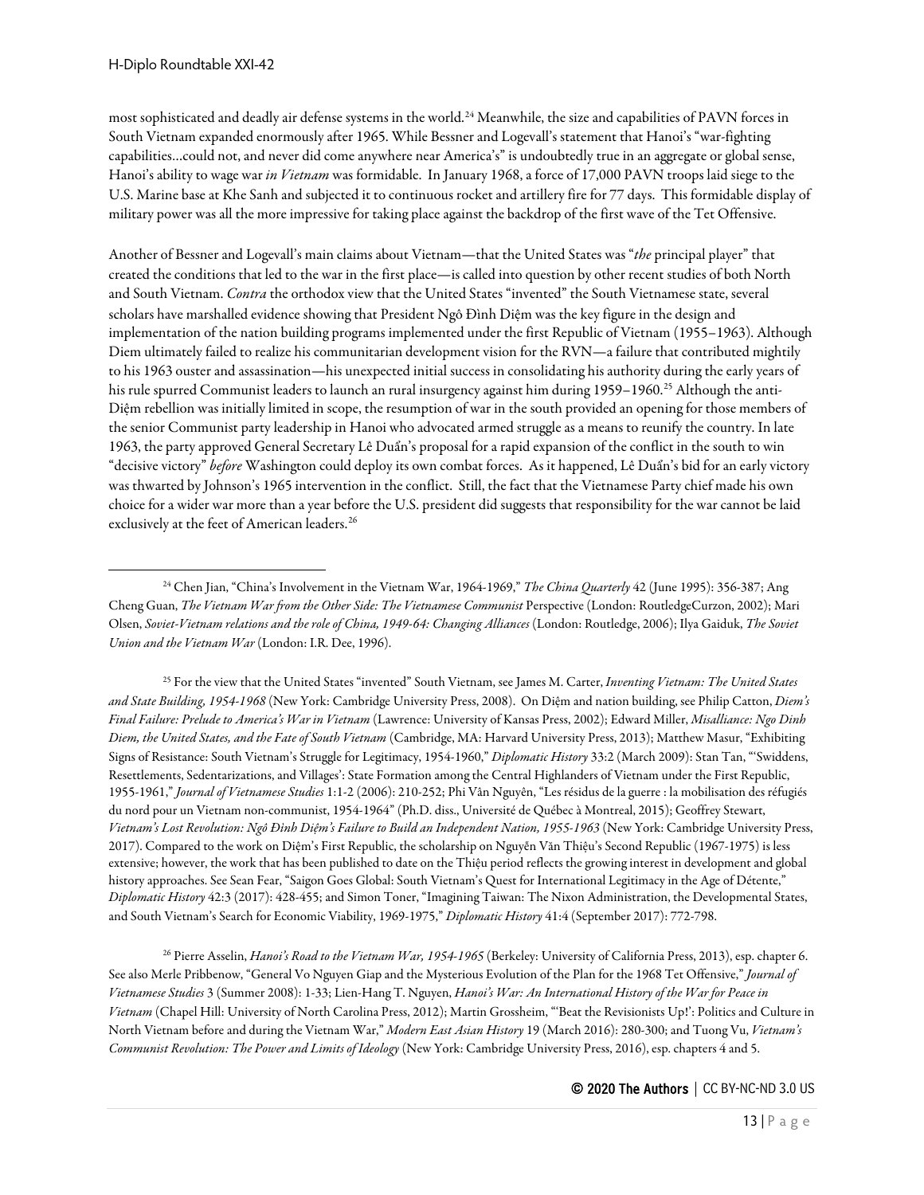most sophisticated and deadly air defense systems in the world.[24] Meanwhile, the size and capabilities of PAVN forces in South Vietnam expanded enormously after 1965. While Bessner and Logevall's statement that Hanoi's "war-fighting capabilities…could not, and never did come anywhere near America's" is undoubtedly true in an aggregate or global sense, Hanoi's ability to wage war *in Vietnam* was formidable. In January 1968, a force of 17,000 PAVN troops laid siege to the U.S. Marine base at Khe Sanh and subjected it to continuous rocket and artillery fire for 77 days. This formidable display of military power was all the more impressive for taking place against the backdrop of the first wave of the Tet Offensive.

Another of Bessner and Logevall's main claims about Vietnam—that the United States was "*the* principal player" that created the conditions that led to the war in the first place—is called into question by other recent studies of both North and South Vietnam. *Contra* the orthodox view that the United States "invented" the South Vietnamese state, several scholars have marshalled evidence showing that President Ngô Đình Diệm was the key figure in the design and implementation of the nation building programs implemented under the first Republic of Vietnam (1955–1963). Although Diem ultimately failed to realize his communitarian development vision for the RVN—a failure that contributed mightily to his 1963 ouster and assassination—his unexpected initial success in consolidating his authority during the early years of his rule spurred Communist leaders to launch an rural insurgency against him during 1959–1960.[25] Although the anti-Diệm rebellion was initially limited in scope, the resumption of war in the south provided an opening for those members of the senior Communist party leadership in Hanoi who advocated armed struggle as a means to reunify the country. In late 1963, the party approved General Secretary Lê Duẩn's proposal for a rapid expansion of the conflict in the south to win "decisive victory" *before* Washington could deploy its own combat forces. As it happened, Lê Duẩn's bid for an early victory was thwarted by Johnson's 1965 intervention in the conflict. Still, the fact that the Vietnamese Party chief made his own choice for a wider war more than a year before the U.S. president did suggests that responsibility for the war cannot be laid exclusively at the feet of American leaders.[26]

---

[24] Chen Jian, "China's Involvement in the Vietnam War, 1964-1969," *The China Quarterly* 42 (June 1995): 356-387; Ang Cheng Guan, *The Vietnam War from the Other Side: The Vietnamese Communist* Perspective (London: RoutledgeCurzon, 2002); Mari Olsen, *Soviet-Vietnam relations and the role of China, 1949-64: Changing Alliances* (London: Routledge, 2006); Ilya Gaiduk, *The Soviet Union and the Vietnam War* (London: I.R. Dee, 1996).

[25] For the view that the United States "invented" South Vietnam, see James M. Carter, *Inventing Vietnam: The United States and State Building, 1954-1968* (New York: Cambridge University Press, 2008). On Diệm and nation building, see Philip Catton, *Diem's Final Failure: Prelude to America's War in Vietnam* (Lawrence: University of Kansas Press, 2002); Edward Miller, *Misalliance: Ngo Dinh Diem, the United States, and the Fate of South Vietnam* (Cambridge, MA: Harvard University Press, 2013); Matthew Masur, "Exhibiting Signs of Resistance: South Vietnam's Struggle for Legitimacy, 1954-1960," *Diplomatic History* 33:2 (March 2009): Stan Tan, "'Swiddens, Resettlements, Sedentarizations, and Villages': State Formation among the Central Highlanders of Vietnam under the First Republic, 1955-1961," *Journal of Vietnamese Studies* 1:1-2 (2006): 210-252; Phi Vân Nguyên, "Les résidus de la guerre : la mobilisation des réfugiés du nord pour un Vietnam non-communist, 1954-1964" (Ph.D. diss., Université de Québec à Montreal, 2015); Geoffrey Stewart, *Vietnam's Lost Revolution: Ngô Đình Diệm's Failure to Build an Independent Nation, 1955-1963* (New York: Cambridge University Press, 2017). Compared to the work on Diệm's First Republic, the scholarship on Nguyễn Văn Thiệu's Second Republic (1967-1975) is less extensive; however, the work that has been published to date on the Thiệu period reflects the growing interest in development and global history approaches. See Sean Fear, "Saigon Goes Global: South Vietnam's Quest for International Legitimacy in the Age of Détente," *Diplomatic History* 42:3 (2017): 428-455; and Simon Toner, "Imagining Taiwan: The Nixon Administration, The Developmental States, and South Vietnam's Search for Economic Viability, 1969-1975," *Diplomatic History* 41:4 (September 2017): 772-798.

[26] Pierre Asselin, *Hanoi's Road to the Vietnam War, 1954-1965* (Berkeley: University of California Press, 2013), esp. chapter 6. See also Merle Pribbenow, "General Vo Nguyen Giap and the Mysterious Evolution of the Plan for the 1968 Tet Offensive," *Journal of Vietnamese Studies* 3 (Summer 2008): 1-33; Lien-Hang T. Nguyen, *Hanoi's War: An International History of the War for Peace in Vietnam* (Chapel Hill: University of North Carolina Press, 2012); Martin Grossheim, "'Beat the Revisionists Up!': Politics and Culture in North Vietnam before and during the Vietnam War," *Modern East Asian History* 19 (March 2016): 280-300; and Tuong Vu, *Vietnam's Communist Revolution: The Power and Limits of Ideology* (New York: Cambridge University Press, 2016), esp. chapters 4 and 5.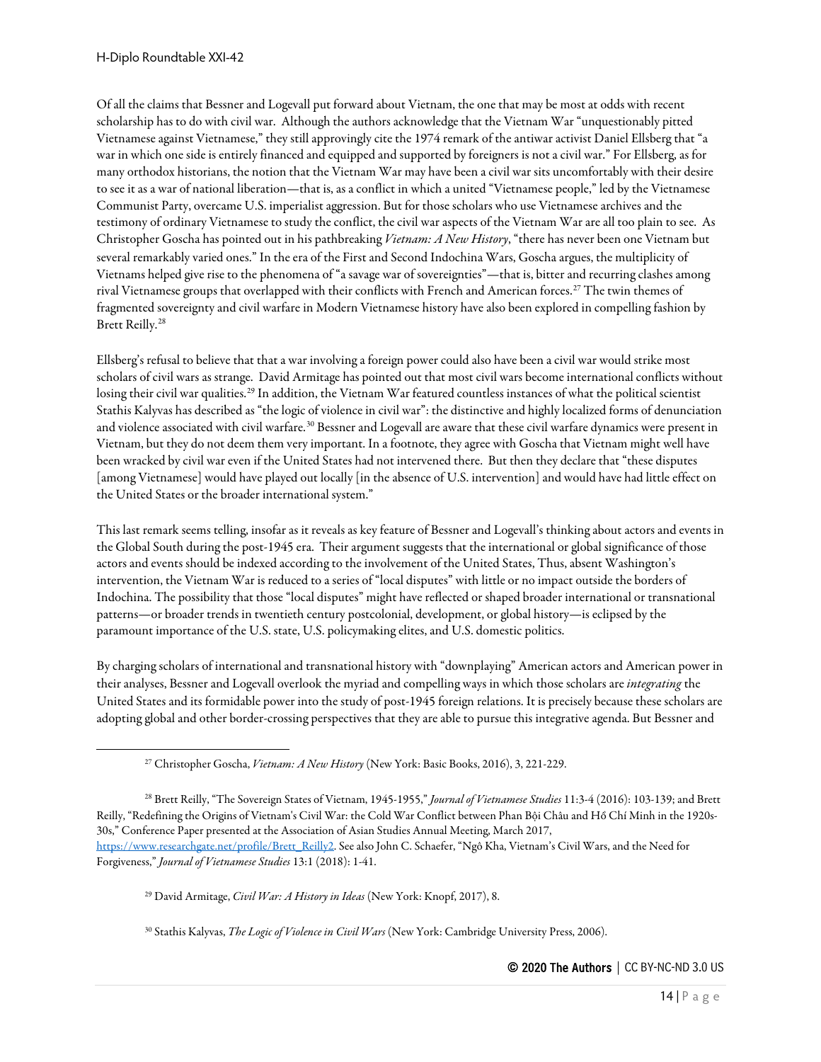Of all the claims that Bessner and Logevall put forward about Vietnam, the one that may be most at odds with recent scholarship has to do with civil war. Although the authors acknowledge that the Vietnam War "unquestionably pitted Vietnamese against Vietnamese," they still approvingly cite the 1974 remark of the antiwar activist Daniel Ellsberg that "a war in which one side is entirely financed and equipped and supported by foreigners is not a civil war." For Ellsberg, as for many orthodox historians, the notion that the Vietnam War may have been a civil war sits uncomfortably with their desire to see it as a war of national liberation—that is, as a conflict in which a united "Vietnamese people," led by the Vietnamese Communist Party, overcame U.S. imperialist aggression. But for those scholars who use Vietnamese archives and the testimony of ordinary Vietnamese to study the conflict, the civil war aspects of the Vietnam War are all too plain to see. As Christopher Goscha has pointed out in his pathbreaking *Vietnam: A New History*, "there has never been one Vietnam but several remarkably varied ones." In the era of the First and Second Indochina Wars, Goscha argues, the multiplicity of Vietnams helped give rise to the phenomena of "a savage war of sovereignties"—that is, bitter and recurring clashes among rival Vietnamese groups that overlapped with their conflicts with French and American forces.[27] The twin themes of fragmented sovereignty and civil warfare in Modern Vietnamese history have also been explored in compelling fashion by Brett Reilly.[28]

Ellsberg's refusal to believe that that a war involving a foreign power could also have been a civil war would strike most scholars of civil wars as strange. David Armitage has pointed out that most civil wars become international conflicts without losing their civil war qualities.[29] In addition, the Vietnam War featured countless instances of what the political scientist Stathis Kalyvas has described as "the logic of violence in civil war": the distinctive and highly localized forms of denunciation and violence associated with civil warfare.[30] Bessner and Logevall are aware that these civil warfare dynamics were present in Vietnam, but they do not deem them very important. In a footnote, they agree with Goscha that Vietnam might well have been wracked by civil war even if the United States had not intervened there. But then they declare that "these disputes [among Vietnamese] would have played out locally [in the absence of U.S. intervention] and would have had little effect on the United States or the broader international system."

This last remark seems telling, insofar as it reveals as key feature of Bessner and Logevall's thinking about actors and events in the Global South during the post-1945 era. Their argument suggests that the international or global significance of those actors and events should be indexed according to the involvement of the United States, Thus, absent Washington's intervention, the Vietnam War is reduced to a series of "local disputes" with little or no impact outside the borders of Indochina. The possibility that those "local disputes" might have reflected or shaped broader international or transnational patterns—or broader trends in twentieth century postcolonial, development, or global history—is eclipsed by the paramount importance of the U.S. state, U.S. policymaking elites, and U.S. domestic politics.

By charging scholars of international and transnational history with "downplaying" American actors and American power in their analyses, Bessner and Logevall overlook the myriad and compelling ways in which those scholars are *integrating* the United States and its formidable power into the study of post-1945 foreign relations. It is precisely because these scholars are adopting global and other border-crossing perspectives that they are able to pursue this integrative agenda. But Bessner and

---

[27] Christopher Goscha, *Vietnam: A New History* (New York: Basic Books, 2016), 3, 221-229.

[28] Brett Reilly, "The Sovereign States of Vietnam, 1945-1955," *Journal of Vietnamese Studies* 11:3-4 (2016): 103-139; and Brett Reilly, "Redefining the Origins of Vietnam's Civil War: the Cold War Conflict between Phan Bội Châu and Hồ Chí Minh in the 1920s-30s," Conference Paper presented at the Association of Asian Studies Annual Meeting, March 2017, https://www.researchgate.net/profile/Brett_Reilly2. See also John C. Schaefer, "Ngô Kha, Vietnam's Civil Wars, and the Need for Forgiveness," *Journal of Vietnamese Studies* 13:1 (2018): 1-41.

[29] David Armitage, *Civil War: A History in Ideas* (New York: Knopf, 2017), 8.

[30] Stathis Kalyvas, *The Logic of Violence in Civil Wars* (New York: Cambridge University Press, 2006).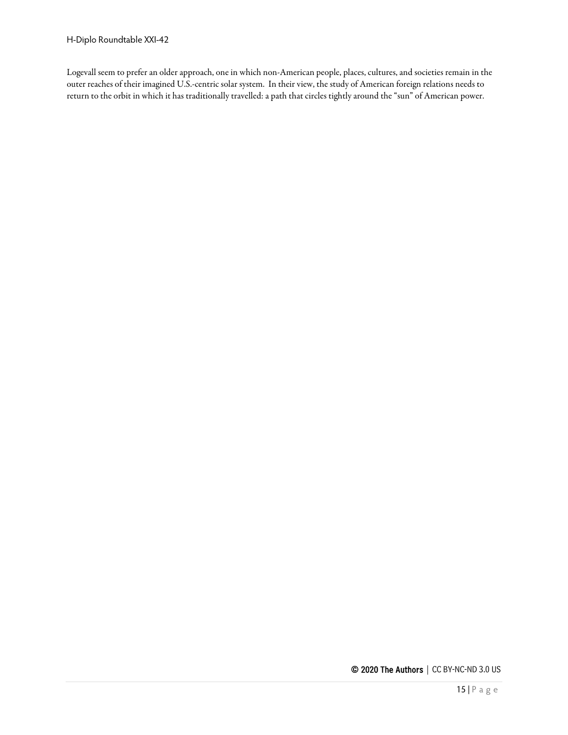Logevall seem to prefer an older approach, one in which non-American people, places, cultures, and societies remain in the outer reaches of their imagined U.S.-centric solar system. In their view, the study of American foreign relations needs to return to the orbit in which it has traditionally travelled: a path that circles tightly around the "sun" of American power.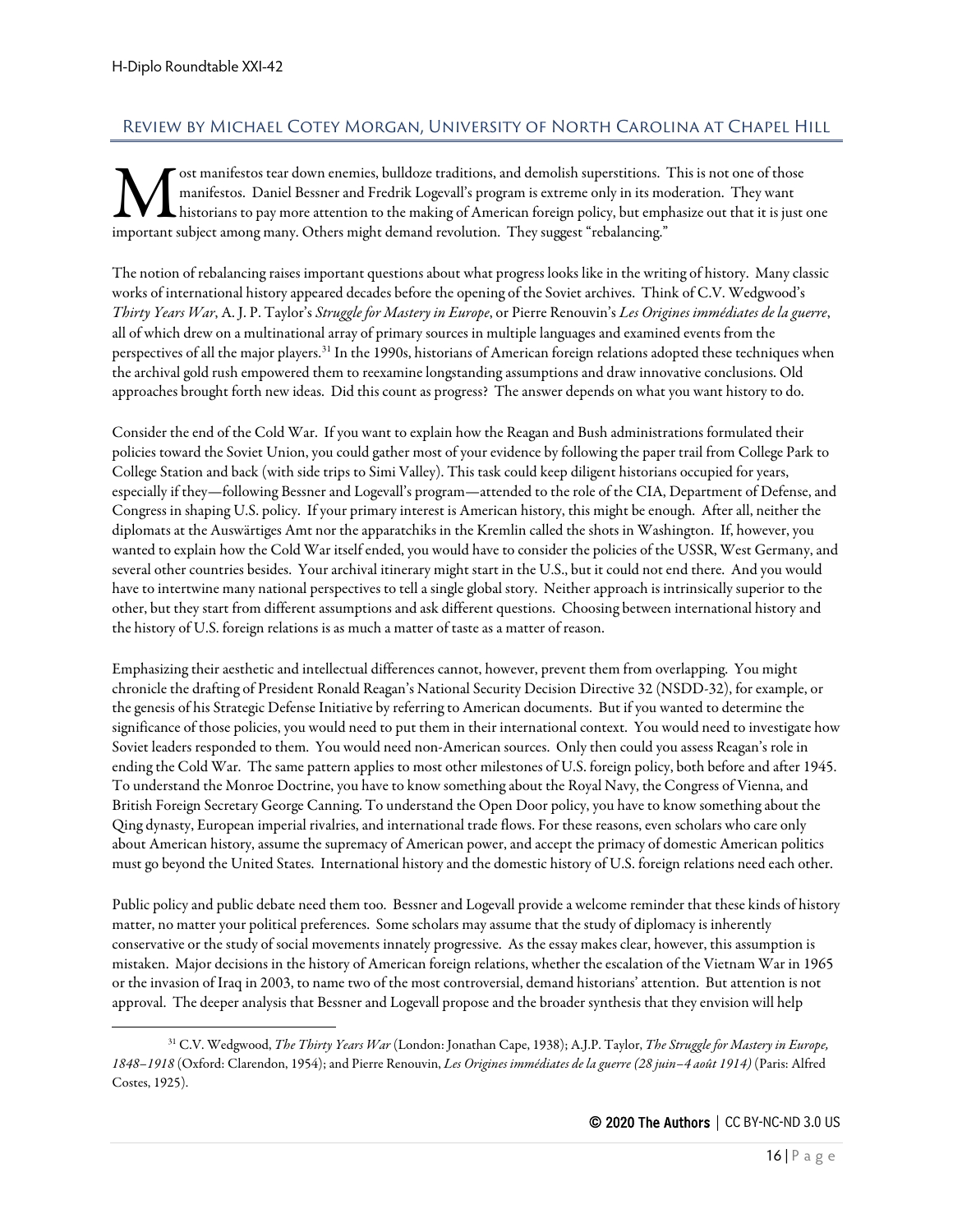## Review by Michael Cotey Morgan, University of North Carolina at Chapel Hill

Most manifestos tear down enemies, bulldoze traditions, and demolish superstitions. This is not one of those manifestos. Daniel Bessner and Fredrik Logevall's program is extreme only in its moderation. They want historians to pay more attention to the making of American foreign policy, but emphasize out that it is just one important subject among many. Others might demand revolution. They suggest "rebalancing."

The notion of rebalancing raises important questions about what progress looks like in the writing of history. Many classic works of international history appeared decades before the opening of the Soviet archives. Think of C.V. Wedgwood's *Thirty Years War*, A. J. P. Taylor's *Struggle for Mastery in Europe*, or Pierre Renouvin's *Les Origines immédiates de la guerre*, all of which drew on a multinational array of primary sources in multiple languages and examined events from the perspectives of all the major players.[31] In the 1990s, historians of American foreign relations adopted these techniques when the archival gold rush empowered them to reexamine longstanding assumptions and draw innovative conclusions. Old approaches brought forth new ideas. Did this count as progress? The answer depends on what you want history to do.

Consider the end of the Cold War. If you want to explain how the Reagan and Bush administrations formulated their policies toward the Soviet Union, you could gather most of your evidence by following the paper trail from College Park to College Station and back (with side trips to Simi Valley). This task could keep diligent historians occupied for years, especially if they—following Bessner and Logevall's program—attended to the role of the CIA, Department of Defense, and Congress in shaping U.S. policy. If your primary interest is American history, this might be enough. After all, neither the diplomats at the Auswärtiges Amt nor the apparatchiks in the Kremlin called the shots in Washington. If, however, you wanted to explain how the Cold War itself ended, you would have to consider the policies of the USSR, West Germany, and several other countries besides. Your archival itinerary might start in the U.S., but it could not end there. And you would have to intertwine many national perspectives to tell a single global story. Neither approach is intrinsically superior to the other, but they start from different assumptions and ask different questions. Choosing between international history and the history of U.S. foreign relations is as much a matter of taste as a matter of reason.

Emphasizing their aesthetic and intellectual differences cannot, however, prevent them from overlapping. You might chronicle the drafting of President Ronald Reagan's National Security Decision Directive 32 (NSDD-32), for example, or the genesis of his Strategic Defense Initiative by referring to American documents. But if you wanted to determine the significance of those policies, you would need to put them in their international context. You would need to investigate how Soviet leaders responded to them. You would need non-American sources. Only then could you assess Reagan's role in ending the Cold War. The same pattern applies to most other milestones of U.S. foreign policy, both before and after 1945. To understand the Monroe Doctrine, you have to know something about the Royal Navy, the Congress of Vienna, and British Foreign Secretary George Canning. To understand the Open Door policy, you have to know something about the Qing dynasty, European imperial rivalries, and international trade flows. For these reasons, even scholars who care only about American history, assume the supremacy of American power, and accept the primacy of domestic American politics must go beyond the United States. International history and the domestic history of U.S. foreign relations need each other.

Public policy and public debate need them too. Bessner and Logevall provide a welcome reminder that these kinds of history matter, no matter your political preferences. Some scholars may assume that the study of diplomacy is inherently conservative or the study of social movements innately progressive. As the essay makes clear, however, this assumption is mistaken. Major decisions in the history of American foreign relations, whether the escalation of the Vietnam War in 1965 or the invasion of Iraq in 2003, to name two of the most controversial, demand historians' attention. But attention is not approval. The deeper analysis that Bessner and Logevall propose and the broader synthesis that they envision will help

---

[31] C.V. Wedgwood, *The Thirty Years War* (London: Jonathan Cape, 1938); A.J.P. Taylor, *The Struggle for Mastery in Europe, 1848–1918* (Oxford: Clarendon, 1954); and Pierre Renouvin, *Les Origines immédiates de la guerre (28 juin–4 août 1914)* (Paris: Alfred Costes, 1925).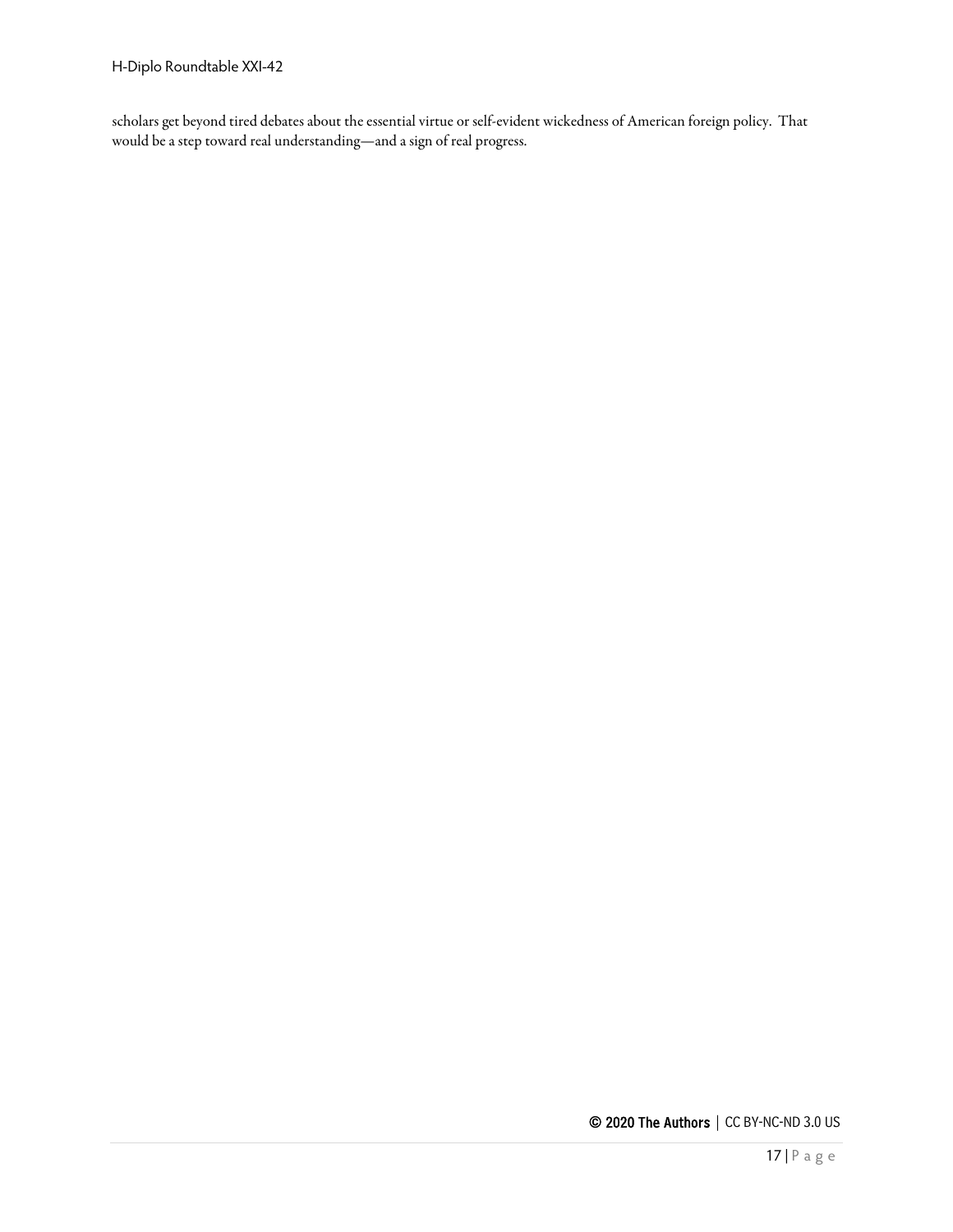scholars get beyond tired debates about the essential virtue or self-evident wickedness of American foreign policy. That would be a step toward real understanding—and a sign of real progress.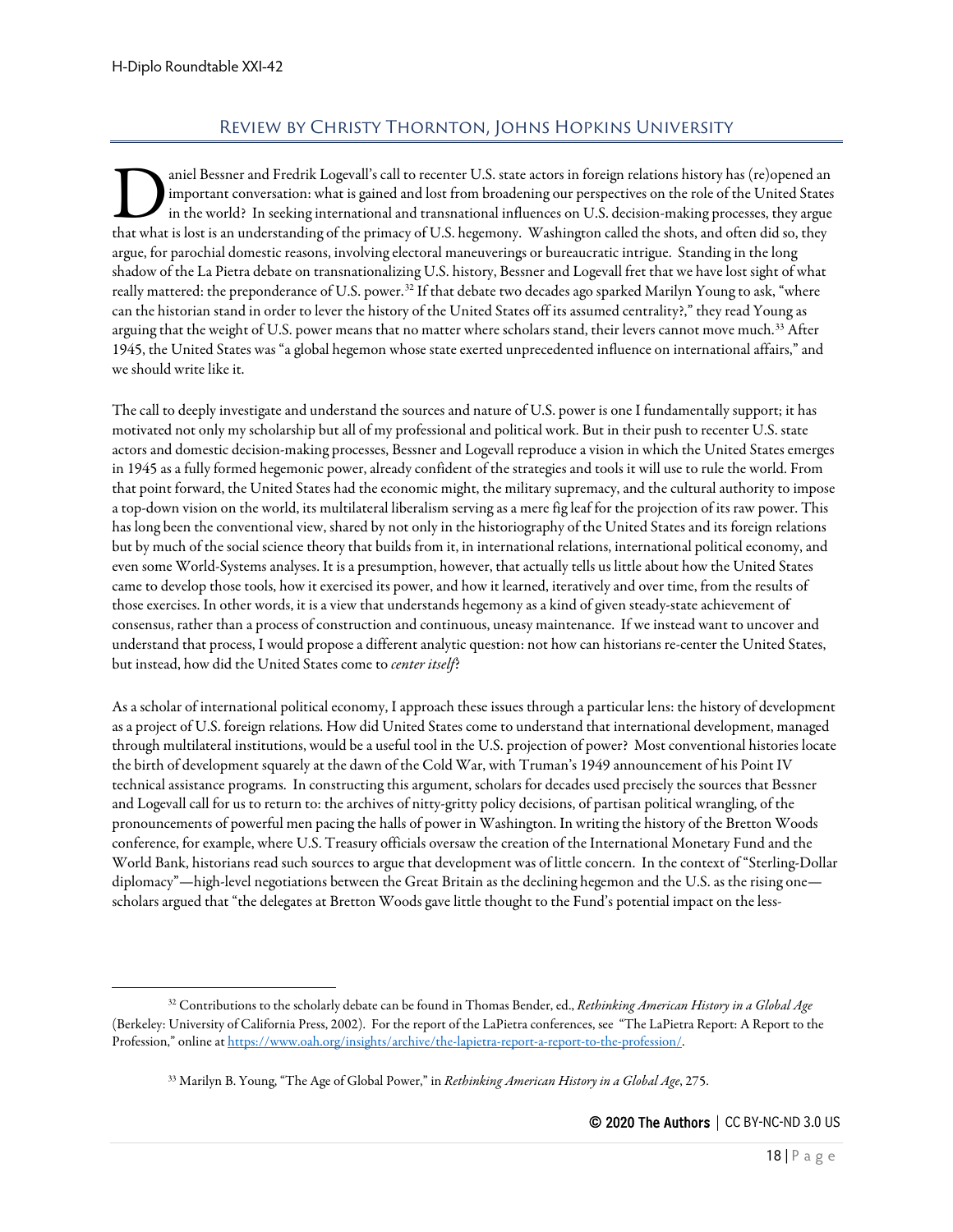## Review by Christy Thornton, Johns Hopkins University

Daniel Bessner and Fredrik Logevall's call to recenter U.S. state actors in foreign relations history has (re)opened an important conversation: what is gained and lost from broadening our perspectives on the role of the United States in the world? In seeking international and transnational influences on U.S. decision-making processes, they argue that what is lost is an understanding of the primacy of U.S. hegemony. Washington called the shots, and often did so, they argue, for parochial domestic reasons, involving electoral maneuverings or bureaucratic intrigue. Standing in the long shadow of the La Pietra debate on transnationalizing U.S. history, Bessner and Logevall fret that we have lost sight of what really mattered: the preponderance of U.S. power.[32] If that debate two decades ago sparked Marilyn Young to ask, "where can the historian stand in order to lever the history of the United States off its assumed centrality?," they read Young as arguing that the weight of U.S. power means that no matter where scholars stand, their levers cannot move much.[33] After 1945, the United States was "a global hegemon whose state exerted unprecedented influence on international affairs," and we should write like it.

The call to deeply investigate and understand the sources and nature of U.S. power is one I fundamentally support; it has motivated not only my scholarship but all of my professional and political work. But in their push to recenter U.S. state actors and domestic decision-making processes, Bessner and Logevall reproduce a vision in which the United States emerges in 1945 as a fully formed hegemonic power, already confident of the strategies and tools it will use to rule the world. From that point forward, the United States had the economic might, the military supremacy, and the cultural authority to impose a top-down vision on the world, its multilateral liberalism serving as a mere fig leaf for the projection of its raw power. This has long been the conventional view, shared by not only in the historiography of the United States and its foreign relations but by much of the social science theory that builds from it, in international relations, international political economy, and even some World-Systems analyses. It is a presumption, however, that actually tells us little about how the United States came to develop those tools, how it exercised its power, and how it learned, iteratively and over time, from the results of those exercises. In other words, it is a view that understands hegemony as a kind of given steady-state achievement of consensus, rather than a process of construction and continuous, uneasy maintenance. If we instead want to uncover and understand that process, I would propose a different analytic question: not how can historians re-center the United States, but instead, how did the United States come to *center itself*?

As a scholar of international political economy, I approach these issues through a particular lens: the history of development as a project of U.S. foreign relations. How did United States come to understand that international development, managed through multilateral institutions, would be a useful tool in the U.S. projection of power? Most conventional histories locate the birth of development squarely at the dawn of the Cold War, with Truman's 1949 announcement of his Point IV technical assistance programs. In constructing this argument, scholars for decades used precisely the sources that Bessner and Logevall call for us to return to: the archives of nitty-gritty policy decisions, of partisan political wrangling, of the pronouncements of powerful men pacing the halls of power in Washington. In writing the history of the Bretton Woods conference, for example, where U.S. Treasury officials oversaw the creation of the International Monetary Fund and the World Bank, historians read such sources to argue that development was of little concern. In the context of "Sterling-Dollar diplomacy"—high-level negotiations between the Great Britain as the declining hegemon and the U.S. as the rising one—scholars argued that "the delegates at Bretton Woods gave little thought to the Fund's potential impact on the less-

---

[32] Contributions to the scholarly debate can be found in Thomas Bender, ed., *Rethinking American History in a Global Age* (Berkeley: University of California Press, 2002). For the report of the LaPietra conferences, see "The LaPietra Report: A Report to the Profession," online at https://www.oah.org/insights/archive/the-lapietra-report-a-report-to-the-profession/.

[33] Marilyn B. Young, "The Age of Global Power," in *Rethinking American History in a Global Age*, 275.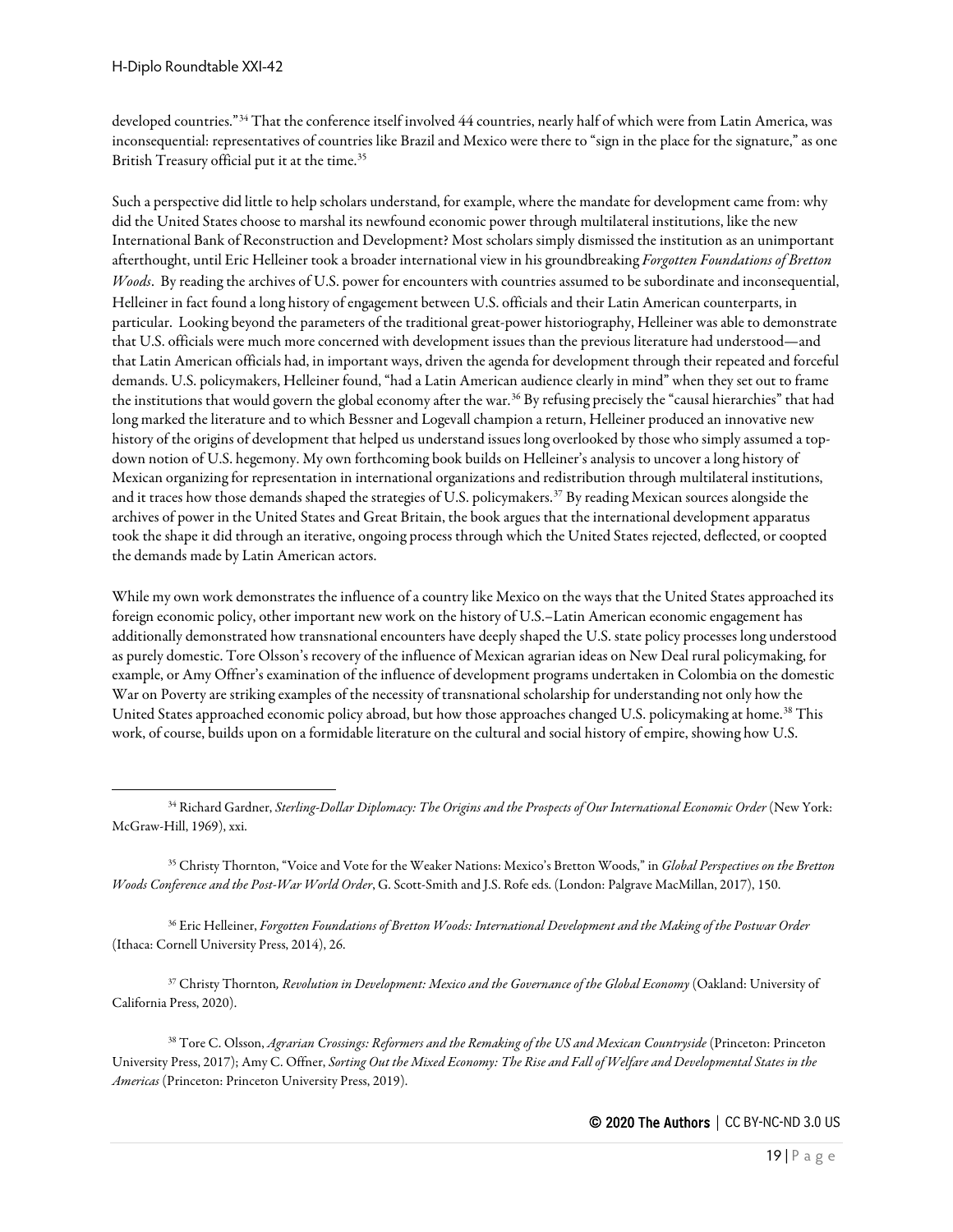developed countries."[34] That the conference itself involved 44 countries, nearly half of which were from Latin America, was inconsequential: representatives of countries like Brazil and Mexico were there to "sign in the place for the signature," as one British Treasury official put it at the time.[35]

Such a perspective did little to help scholars understand, for example, where the mandate for development came from: why did the United States choose to marshal its newfound economic power through multilateral institutions, like the new International Bank of Reconstruction and Development? Most scholars simply dismissed the institution as an unimportant afterthought, until Eric Helleiner took a broader international view in his groundbreaking *Forgotten Foundations of Bretton Woods*. By reading the archives of U.S. power for encounters with countries assumed to be subordinate and inconsequential, Helleiner in fact found a long history of engagement between U.S. officials and their Latin American counterparts, in particular. Looking beyond the parameters of the traditional great-power historiography, Helleiner was able to demonstrate that U.S. officials were much more concerned with development issues than the previous literature had understood—and that Latin American officials had, in important ways, driven the agenda for development through their repeated and forceful demands. U.S. policymakers, Helleiner found, "had a Latin American audience clearly in mind" when they set out to frame the institutions that would govern the global economy after the war.[36] By refusing precisely the "causal hierarchies" that had long marked the literature and to which Bessner and Logevall champion a return, Helleiner produced an innovative new history of the origins of development that helped us understand issues long overlooked by those who simply assumed a top-down notion of U.S. hegemony. My own forthcoming book builds on Helleiner's analysis to uncover a long history of Mexican organizing for representation in international organizations and redistribution through multilateral institutions, and it traces how those demands shaped the strategies of U.S. policymakers.[37] By reading Mexican sources alongside the archives of power in the United States and Great Britain, the book argues that the international development apparatus took the shape it did through an iterative, ongoing process through which the United States rejected, deflected, or coopted the demands made by Latin American actors.

While my own work demonstrates the influence of a country like Mexico on the ways that the United States approached its foreign economic policy, other important new work on the history of U.S.–Latin American economic engagement has additionally demonstrated how transnational encounters have deeply shaped the U.S. state policy processes long understood as purely domestic. Tore Olsson's recovery of the influence of Mexican agrarian ideas on New Deal rural policymaking, for example, or Amy Offner's examination of the influence of development programs undertaken in Colombia on the domestic War on Poverty are striking examples of the necessity of transnational scholarship for understanding not only how the United States approached economic policy abroad, but how those approaches changed U.S. policymaking at home.[38] This work, of course, builds upon on a formidable literature on the cultural and social history of empire, showing how U.S.

---

[34] Richard Gardner, *Sterling-Dollar Diplomacy: The Origins and the Prospects of Our International Economic Order* (New York: McGraw-Hill, 1969), xxi.

[35] Christy Thornton, "Voice and Vote for the Weaker Nations: Mexico's Bretton Woods," in *Global Perspectives on the Bretton Woods Conference and the Post-War World Order*, G. Scott-Smith and J.S. Rofe eds. (London: Palgrave MacMillan, 2017), 150.

[36] Eric Helleiner, *Forgotten Foundations of Bretton Woods: International Development and the Making of the Postwar Order* (Ithaca: Cornell University Press, 2014), 26.

[37] Christy Thornton*, Revolution in Development: Mexico and the Governance of the Global Economy* (Oakland: University of California Press, 2020).

[38] Tore C. Olsson, *Agrarian Crossings: Reformers and the Remaking of the US and Mexican Countryside* (Princeton: Princeton University Press, 2017); Amy C. Offner, *Sorting Out the Mixed Economy: The Rise and Fall of Welfare and Developmental States in the Americas* (Princeton: Princeton University Press, 2019).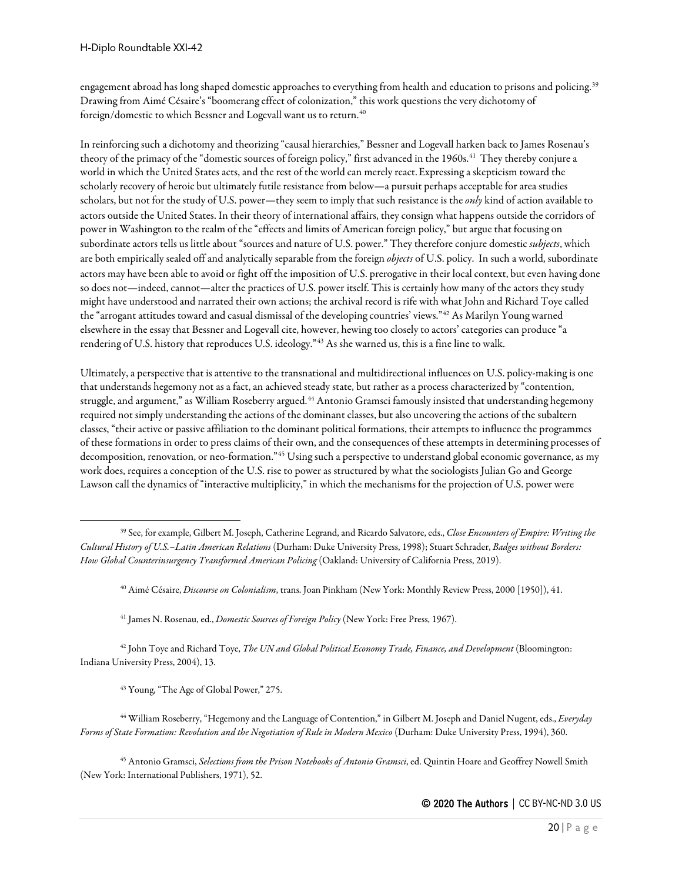engagement abroad has long shaped domestic approaches to everything from health and education to prisons and policing.[39] Drawing from Aimé Césaire's "boomerang effect of colonization," this work questions the very dichotomy of foreign/domestic to which Bessner and Logevall want us to return.[40]

In reinforcing such a dichotomy and theorizing "causal hierarchies," Bessner and Logevall harken back to James Rosenau's theory of the primacy of the "domestic sources of foreign policy," first advanced in the 1960s.[41] They thereby conjure a world in which the United States acts, and the rest of the world can merely react. Expressing a skepticism toward the scholarly recovery of heroic but ultimately futile resistance from below—a pursuit perhaps acceptable for area studies scholars, but not for the study of U.S. power—they seem to imply that such resistance is the *only* kind of action available to actors outside the United States. In their theory of international affairs, they consign what happens outside the corridors of power in Washington to the realm of the "effects and limits of American foreign policy," but argue that focusing on subordinate actors tells us little about "sources and nature of U.S. power." They therefore conjure domestic *subjects*, which are both empirically sealed off and analytically separable from the foreign *objects* of U.S. policy. In such a world, subordinate actors may have been able to avoid or fight off the imposition of U.S. prerogative in their local context, but even having done so does not—indeed, cannot—alter the practices of U.S. power itself. This is certainly how many of the actors they study might have understood and narrated their own actions; the archival record is rife with what John and Richard Toye called the "arrogant attitudes toward and casual dismissal of the developing countries' views."[42] As Marilyn Young warned elsewhere in the essay that Bessner and Logevall cite, however, hewing too closely to actors' categories can produce "a rendering of U.S. history that reproduces U.S. ideology."[43] As she warned us, this is a fine line to walk.

Ultimately, a perspective that is attentive to the transnational and multidirectional influences on U.S. policy-making is one that understands hegemony not as a fact, an achieved steady state, but rather as a process characterized by "contention, struggle, and argument," as William Roseberry argued.[44] Antonio Gramsci famously insisted that understanding hegemony required not simply understanding the actions of the dominant classes, but also uncovering the actions of the subaltern classes, "their active or passive affiliation to the dominant political formations, their attempts to influence the programmes of these formations in order to press claims of their own, and the consequences of these attempts in determining processes of decomposition, renovation, or neo-formation."[45] Using such a perspective to understand global economic governance, as my work does, requires a conception of the U.S. rise to power as structured by what the sociologists Julian Go and George Lawson call the dynamics of "interactive multiplicity," in which the mechanisms for the projection of U.S. power were

---

[39] See, for example, Gilbert M. Joseph, Catherine Legrand, and Ricardo Salvatore, eds., *Close Encounters of Empire: Writing the Cultural History of U.S.–Latin American Relations* (Durham: Duke University Press, 1998); Stuart Schrader, *Badges without Borders: How Global Counterinsurgency Transformed American Policing* (Oakland: University of California Press, 2019).

[40] Aimé Césaire, *Discourse on Colonialism*, trans. Joan Pinkham (New York: Monthly Review Press, 2000 [1950]), 41.

[41] James N. Rosenau, ed., *Domestic Sources of Foreign Policy* (New York: Free Press, 1967).

[42] John Toye and Richard Toye, *The UN and Global Political Economy Trade, Finance, and Development* (Bloomington: Indiana University Press, 2004), 13.

[43] Young, "The Age of Global Power," 275.

[44] William Roseberry, "Hegemony and the Language of Contention," in Gilbert M. Joseph and Daniel Nugent, eds., *Everyday Forms of State Formation: Revolution and the Negotiation of Rule in Modern Mexico* (Durham: Duke University Press, 1994), 360.

[45] Antonio Gramsci, *Selections from the Prison Notebooks of Antonio Gramsci*, ed. Quintin Hoare and Geoffrey Nowell Smith (New York: International Publishers, 1971), 52.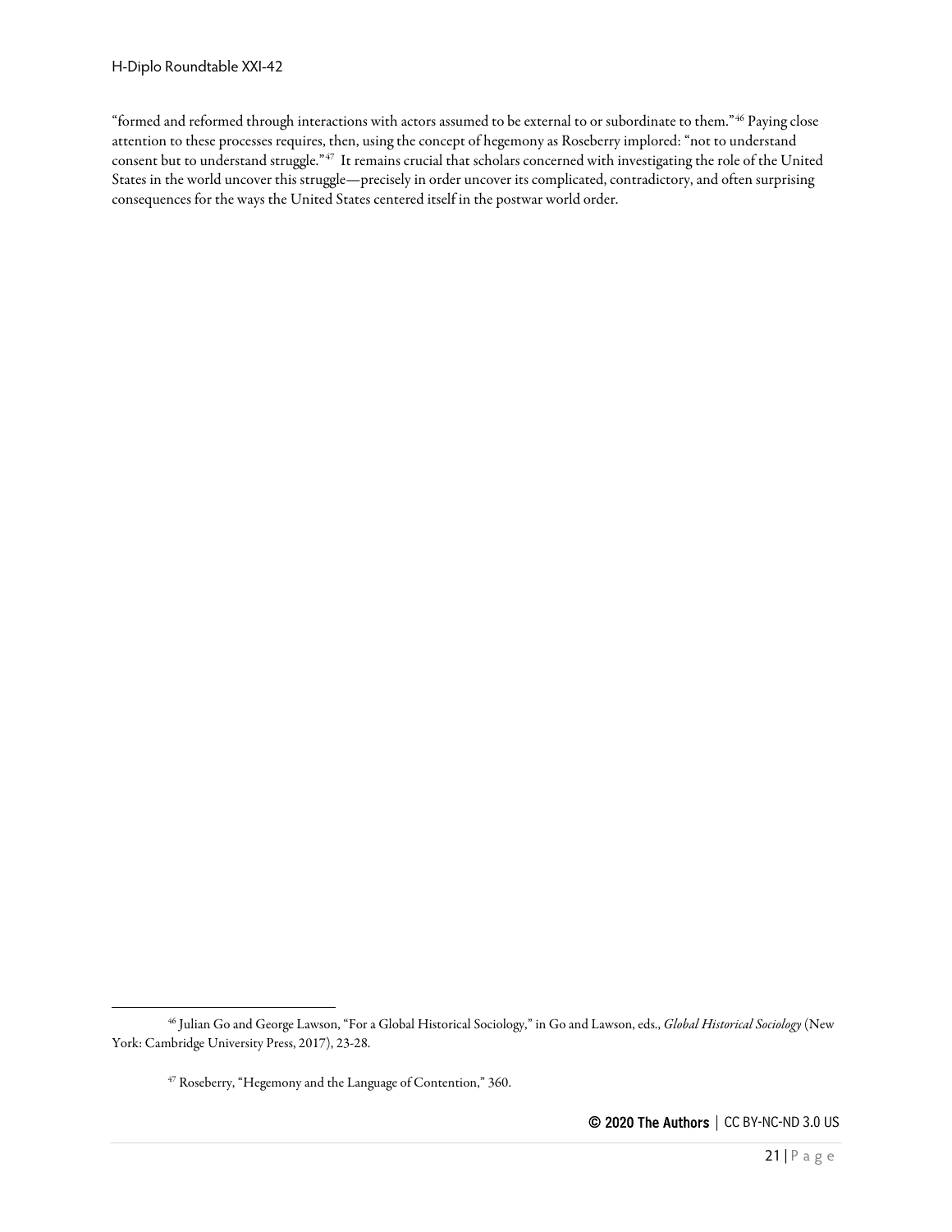"formed and reformed through interactions with actors assumed to be external to or subordinate to them."[46] Paying close attention to these processes requires, then, using the concept of hegemony as Roseberry implored: "not to understand consent but to understand struggle."[47] It remains crucial that scholars concerned with investigating the role of the United States in the world uncover this struggle—precisely in order uncover its complicated, contradictory, and often surprising consequences for the ways the United States centered itself in the postwar world order.

---

[46] Julian Go and George Lawson, "For a Global Historical Sociology," in Go and Lawson, eds., *Global Historical Sociology* (New York: Cambridge University Press, 2017), 23-28.

[47] Roseberry, "Hegemony and the Language of Contention," 360.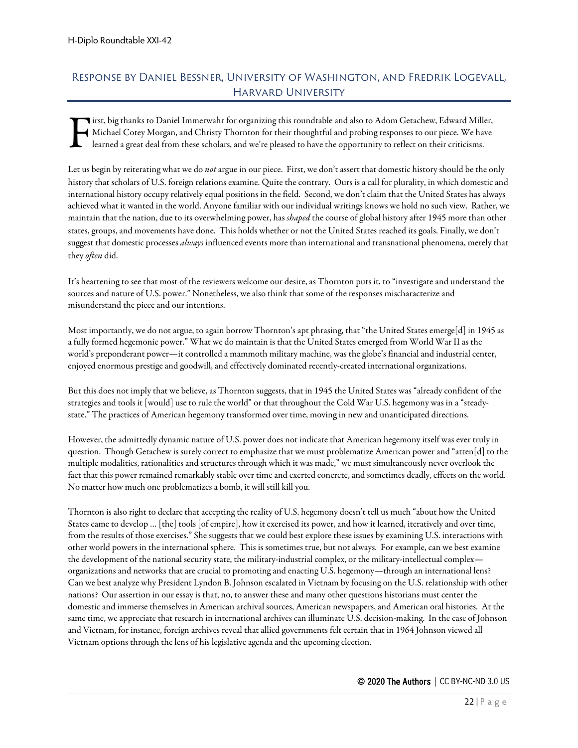## Response by Daniel Bessner, University of Washington, and Fredrik Logevall, Harvard University

First, big thanks to Daniel Immerwahr for organizing this roundtable and also to Adom Getachew, Edward Miller, Michael Cotey Morgan, and Christy Thornton for their thoughtful and probing responses to our piece. We have learned a great deal from these scholars, and we're pleased to have the opportunity to reflect on their criticisms.

Let us begin by reiterating what we do *not* argue in our piece. First, we don't assert that domestic history should be the only history that scholars of U.S. foreign relations examine. Quite the contrary. Ours is a call for plurality, in which domestic and international history occupy relatively equal positions in the field. Second, we don't claim that the United States has always achieved what it wanted in the world. Anyone familiar with our individual writings knows we hold no such view. Rather, we maintain that the nation, due to its overwhelming power, has *shaped* the course of global history after 1945 more than other states, groups, and movements have done. This holds whether or not the United States reached its goals. Finally, we don't suggest that domestic processes *always* influenced events more than international and transnational phenomena, merely that they *often* did.

It's heartening to see that most of the reviewers welcome our desire, as Thornton puts it, to "investigate and understand the sources and nature of U.S. power." Nonetheless, we also think that some of the responses mischaracterize and misunderstand the piece and our intentions.

Most importantly, we do not argue, to again borrow Thornton's apt phrasing, that "the United States emerge[d] in 1945 as a fully formed hegemonic power." What we do maintain is that the United States emerged from World War II as the world's preponderant power—it controlled a mammoth military machine, was the globe's financial and industrial center, enjoyed enormous prestige and goodwill, and effectively dominated recently-created international organizations.

But this does not imply that we believe, as Thornton suggests, that in 1945 the United States was "already confident of the strategies and tools it [would] use to rule the world" or that throughout the Cold War U.S. hegemony was in a "steady-state." The practices of American hegemony transformed over time, moving in new and unanticipated directions.

However, the admittedly dynamic nature of U.S. power does not indicate that American hegemony itself was ever truly in question. Though Getachew is surely correct to emphasize that we must problematize American power and "atten[d] to the multiple modalities, rationalities and structures through which it was made," we must simultaneously never overlook the fact that this power remained remarkably stable over time and exerted concrete, and sometimes deadly, effects on the world. No matter how much one problematizes a bomb, it will still kill you.

Thornton is also right to declare that accepting the reality of U.S. hegemony doesn't tell us much "about how the United States came to develop … [the] tools [of empire], how it exercised its power, and how it learned, iteratively and over time, from the results of those exercises." She suggests that we could best explore these issues by examining U.S. interactions with other world powers in the international sphere. This is sometimes true, but not always. For example, can we best examine the development of the national security state, the military-industrial complex, or the military-intellectual complex—organizations and networks that are crucial to promoting and enacting U.S. hegemony—through an international lens? Can we best analyze why President Lyndon B. Johnson escalated in Vietnam by focusing on the U.S. relationship with other nations? Our assertion in our essay is that, no, to answer these and many other questions historians must center the domestic and immerse themselves in American archival sources, American newspapers, and American oral histories. At the same time, we appreciate that research in international archives can illuminate U.S. decision-making. In the case of Johnson and Vietnam, for instance, foreign archives reveal that allied governments felt certain that in 1964 Johnson viewed all Vietnam options through the lens of his legislative agenda and the upcoming election.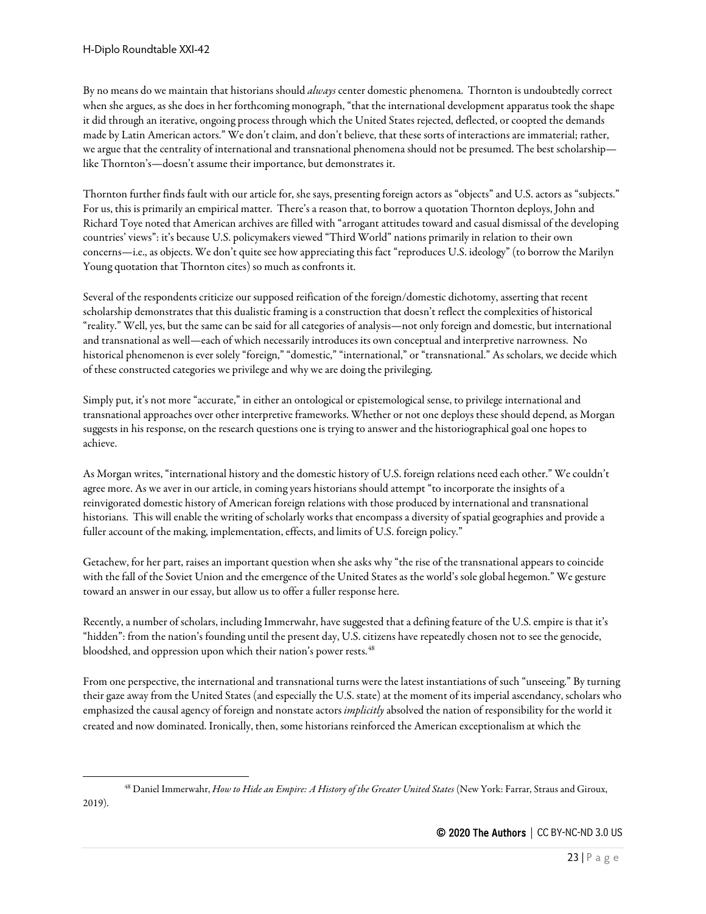By no means do we maintain that historians should *always* center domestic phenomena. Thornton is undoubtedly correct when she argues, as she does in her forthcoming monograph, "that the international development apparatus took the shape it did through an iterative, ongoing process through which the United States rejected, deflected, or coopted the demands made by Latin American actors." We don't claim, and don't believe, that these sorts of interactions are immaterial; rather, we argue that the centrality of international and transnational phenomena should not be presumed. The best scholarship—like Thornton's—doesn't assume their importance, but demonstrates it.

Thornton further finds fault with our article for, she says, presenting foreign actors as "objects" and U.S. actors as "subjects." For us, this is primarily an empirical matter. There's a reason that, to borrow a quotation Thornton deploys, John and Richard Toye noted that American archives are filled with "arrogant attitudes toward and casual dismissal of the developing countries' views": it's because U.S. policymakers viewed "Third World" nations primarily in relation to their own concerns—i.e., as objects. We don't quite see how appreciating this fact "reproduces U.S. ideology" (to borrow the Marilyn Young quotation that Thornton cites) so much as confronts it.

Several of the respondents criticize our supposed reification of the foreign/domestic dichotomy, asserting that recent scholarship demonstrates that this dualistic framing is a construction that doesn't reflect the complexities of historical "reality." Well, yes, but the same can be said for all categories of analysis—not only foreign and domestic, but international and transnational as well—each of which necessarily introduces its own conceptual and interpretive narrowness. No historical phenomenon is ever solely "foreign," "domestic," "international," or "transnational." As scholars, we decide which of these constructed categories we privilege and why we are doing the privileging.

Simply put, it's not more "accurate," in either an ontological or epistemological sense, to privilege international and transnational approaches over other interpretive frameworks. Whether or not one deploys these should depend, as Morgan suggests in his response, on the research questions one is trying to answer and the historiographical goal one hopes to achieve.

As Morgan writes, "international history and the domestic history of U.S. foreign relations need each other." We couldn't agree more. As we aver in our article, in coming years historians should attempt "to incorporate the insights of a reinvigorated domestic history of American foreign relations with those produced by international and transnational historians. This will enable the writing of scholarly works that encompass a diversity of spatial geographies and provide a fuller account of the making, implementation, effects, and limits of U.S. foreign policy."

Getachew, for her part, raises an important question when she asks why "the rise of the transnational appears to coincide with the fall of the Soviet Union and the emergence of the United States as the world's sole global hegemon." We gesture toward an answer in our essay, but allow us to offer a fuller response here.

Recently, a number of scholars, including Immerwahr, have suggested that a defining feature of the U.S. empire is that it's "hidden": from the nation's founding until the present day, U.S. citizens have repeatedly chosen not to see the genocide, bloodshed, and oppression upon which their nation's power rests.[48]

From one perspective, the international and transnational turns were the latest instantiations of such "unseeing." By turning their gaze away from the United States (and especially the U.S. state) at the moment of its imperial ascendancy, scholars who emphasized the causal agency of foreign and nonstate actors *implicitly* absolved the nation of responsibility for the world it created and now dominated. Ironically, then, some historians reinforced the American exceptionalism at which the

[48] Daniel Immerwahr, *How to Hide an Empire: A History of the Greater United States* (New York: Farrar, Straus and Giroux, 2019).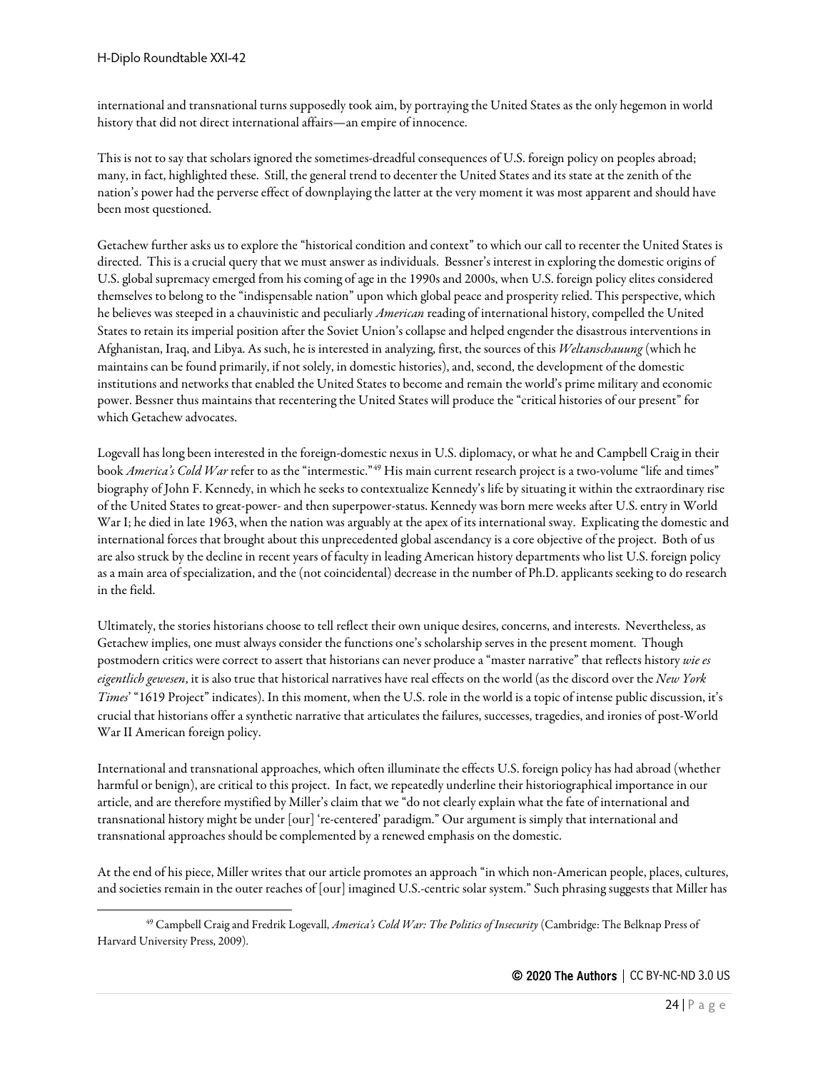international and transnational turns supposedly took aim, by portraying the United States as the only hegemon in world history that did not direct international affairs—an empire of innocence.

This is not to say that scholars ignored the sometimes-dreadful consequences of U.S. foreign policy on peoples abroad; many, in fact, highlighted these. Still, the general trend to decenter the United States and its state at the zenith of the nation's power had the perverse effect of downplaying the latter at the very moment it was most apparent and should have been most questioned.

Getachew further asks us to explore the "historical condition and context" to which our call to recenter the United States is directed. This is a crucial query that we must answer as individuals. Bessner's interest in exploring the domestic origins of U.S. global supremacy emerged from his coming of age in the 1990s and 2000s, when U.S. foreign policy elites considered themselves to belong to the "indispensable nation" upon which global peace and prosperity relied. This perspective, which he believes was steeped in a chauvinistic and peculiarly *American* reading of international history, compelled the United States to retain its imperial position after the Soviet Union's collapse and helped engender the disastrous interventions in Afghanistan, Iraq, and Libya. As such, he is interested in analyzing, first, the sources of this *Weltanschauung* (which he maintains can be found primarily, if not solely, in domestic histories), and, second, the development of the domestic institutions and networks that enabled the United States to become and remain the world's prime military and economic power. Bessner thus maintains that recentering the United States will produce the "critical histories of our present" for which Getachew advocates.

Logevall has long been interested in the foreign-domestic nexus in U.S. diplomacy, or what he and Campbell Craig in their book *America's Cold War* refer to as the "intermestic."[49] His main current research project is a two-volume "life and times" biography of John F. Kennedy, in which he seeks to contextualize Kennedy's life by situating it within the extraordinary rise of the United States to great-power- and then superpower-status. Kennedy was born mere weeks after U.S. entry in World War I; he died in late 1963, when the nation was arguably at the apex of its international sway. Explicating the domestic and international forces that brought about this unprecedented global ascendancy is a core objective of the project. Both of us are also struck by the decline in recent years of faculty in leading American history departments who list U.S. foreign policy as a main area of specialization, and the (not coincidental) decrease in the number of Ph.D. applicants seeking to do research in the field.

Ultimately, the stories historians choose to tell reflect their own unique desires, concerns, and interests. Nevertheless, as Getachew implies, one must always consider the functions one's scholarship serves in the present moment. Though postmodern critics were correct to assert that historians can never produce a "master narrative" that reflects history *wie es eigentlich gewesen*, it is also true that historical narratives have real effects on the world (as the discord over the *New York Times*' "1619 Project" indicates). In this moment, when the U.S. role in the world is a topic of intense public discussion, it's crucial that historians offer a synthetic narrative that articulates the failures, successes, tragedies, and ironies of post-World War II American foreign policy.

International and transnational approaches, which often illuminate the effects U.S. foreign policy has had abroad (whether harmful or benign), are critical to this project. In fact, we repeatedly underline their historiographical importance in our article, and are therefore mystified by Miller's claim that we "do not clearly explain what the fate of international and transnational history might be under [our] 're-centered' paradigm." Our argument is simply that international and transnational approaches should be complemented by a renewed emphasis on the domestic.

At the end of his piece, Miller writes that our article promotes an approach "in which non-American people, places, cultures, and societies remain in the outer reaches of [our] imagined U.S.-centric solar system." Such phrasing suggests that Miller has

[49] Campbell Craig and Fredrik Logevall, *America's Cold War: The Politics of Insecurity* (Cambridge: The Belknap Press of Harvard University Press, 2009).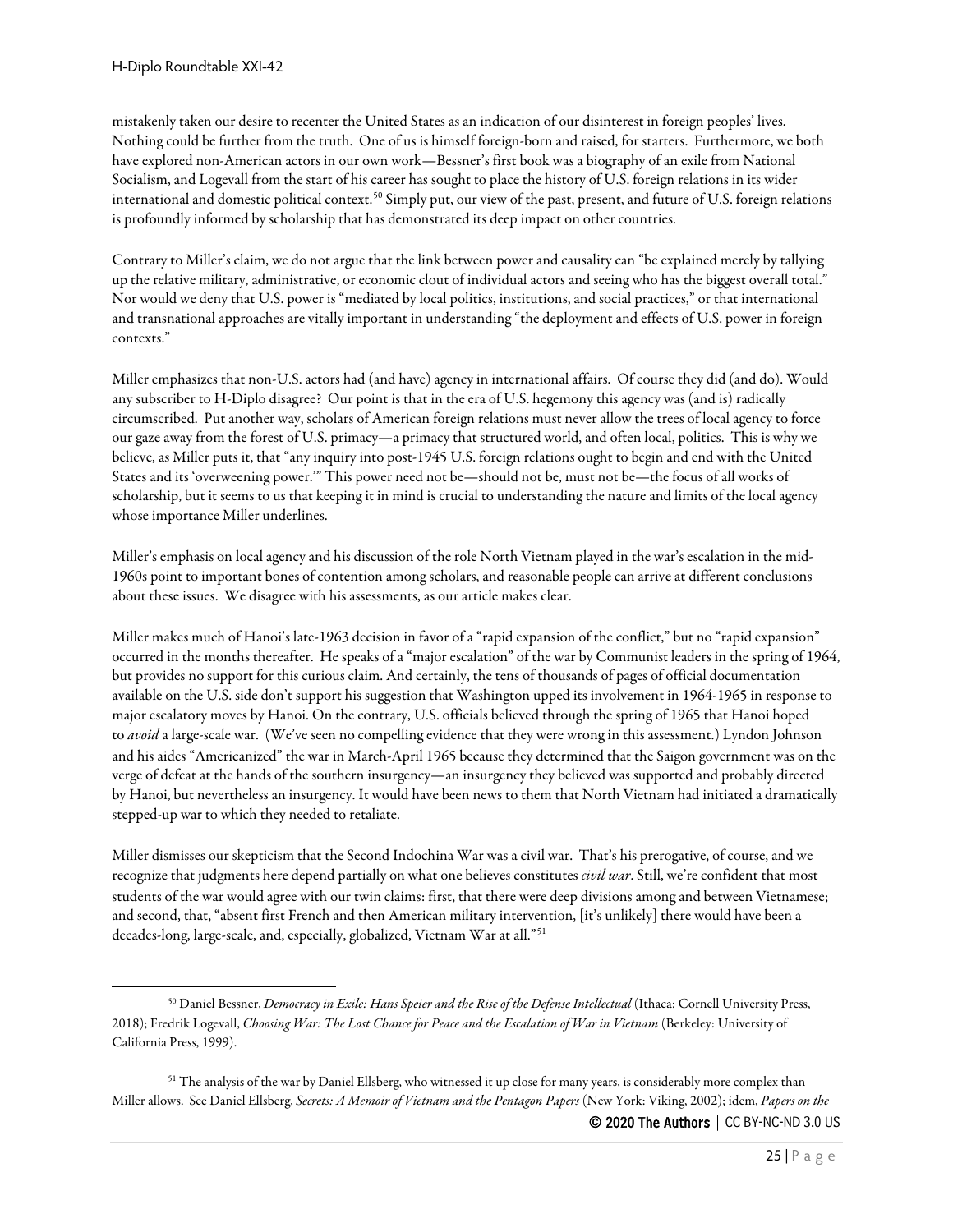mistakenly taken our desire to recenter the United States as an indication of our disinterest in foreign peoples' lives. Nothing could be further from the truth. One of us is himself foreign-born and raised, for starters. Furthermore, we both have explored non-American actors in our own work—Bessner's first book was a biography of an exile from National Socialism, and Logevall from the start of his career has sought to place the history of U.S. foreign relations in its wider international and domestic political context.[50] Simply put, our view of the past, present, and future of U.S. foreign relations is profoundly informed by scholarship that has demonstrated its deep impact on other countries.

Contrary to Miller's claim, we do not argue that the link between power and causality can "be explained merely by tallying up the relative military, administrative, or economic clout of individual actors and seeing who has the biggest overall total." Nor would we deny that U.S. power is "mediated by local politics, institutions, and social practices," or that international and transnational approaches are vitally important in understanding "the deployment and effects of U.S. power in foreign contexts."

Miller emphasizes that non-U.S. actors had (and have) agency in international affairs. Of course they did (and do). Would any subscriber to H-Diplo disagree? Our point is that in the era of U.S. hegemony this agency was (and is) radically circumscribed. Put another way, scholars of American foreign relations must never allow the trees of local agency to force our gaze away from the forest of U.S. primacy—a primacy that structured world, and often local, politics. This is why we believe, as Miller puts it, that "any inquiry into post-1945 U.S. foreign relations ought to begin and end with the United States and its 'overweening power.'" This power need not be—should not be, must not be—the focus of all works of scholarship, but it seems to us that keeping it in mind is crucial to understanding the nature and limits of the local agency whose importance Miller underlines.

Miller's emphasis on local agency and his discussion of the role North Vietnam played in the war's escalation in the mid-1960s point to important bones of contention among scholars, and reasonable people can arrive at different conclusions about these issues. We disagree with his assessments, as our article makes clear.

Miller makes much of Hanoi's late-1963 decision in favor of a "rapid expansion of the conflict," but no "rapid expansion" occurred in the months thereafter. He speaks of a "major escalation" of the war by Communist leaders in the spring of 1964, but provides no support for this curious claim. And certainly, the tens of thousands of pages of official documentation available on the U.S. side don't support his suggestion that Washington upped its involvement in 1964-1965 in response to major escalatory moves by Hanoi. On the contrary, U.S. officials believed through the spring of 1965 that Hanoi hoped to *avoid* a large-scale war. (We've seen no compelling evidence that they were wrong in this assessment.) Lyndon Johnson and his aides "Americanized" the war in March-April 1965 because they determined that the Saigon government was on the verge of defeat at the hands of the southern insurgency—an insurgency they believed was supported and probably directed by Hanoi, but nevertheless an insurgency. It would have been news to them that North Vietnam had initiated a dramatically stepped-up war to which they needed to retaliate.

Miller dismisses our skepticism that the Second Indochina War was a civil war. That's his prerogative, of course, and we recognize that judgments here depend partially on what one believes constitutes *civil war*. Still, we're confident that most students of the war would agree with our twin claims: first, that there were deep divisions among and between Vietnamese; and second, that, "absent first French and then American military intervention, [it's unlikely] there would have been a decades-long, large-scale, and, especially, globalized, Vietnam War at all."[51]

---

[50] Daniel Bessner, *Democracy in Exile: Hans Speier and the Rise of the Defense Intellectual* (Ithaca: Cornell University Press, 2018); Fredrik Logevall, *Choosing War: The Lost Chance for Peace and the Escalation of War in Vietnam* (Berkeley: University of California Press, 1999).

[51] The analysis of the war by Daniel Ellsberg, who witnessed it up close for many years, is considerably more complex than Miller allows. See Daniel Ellsberg, *Secrets: A Memoir of Vietnam and the Pentagon Papers* (New York: Viking, 2002); idem, *Papers on the*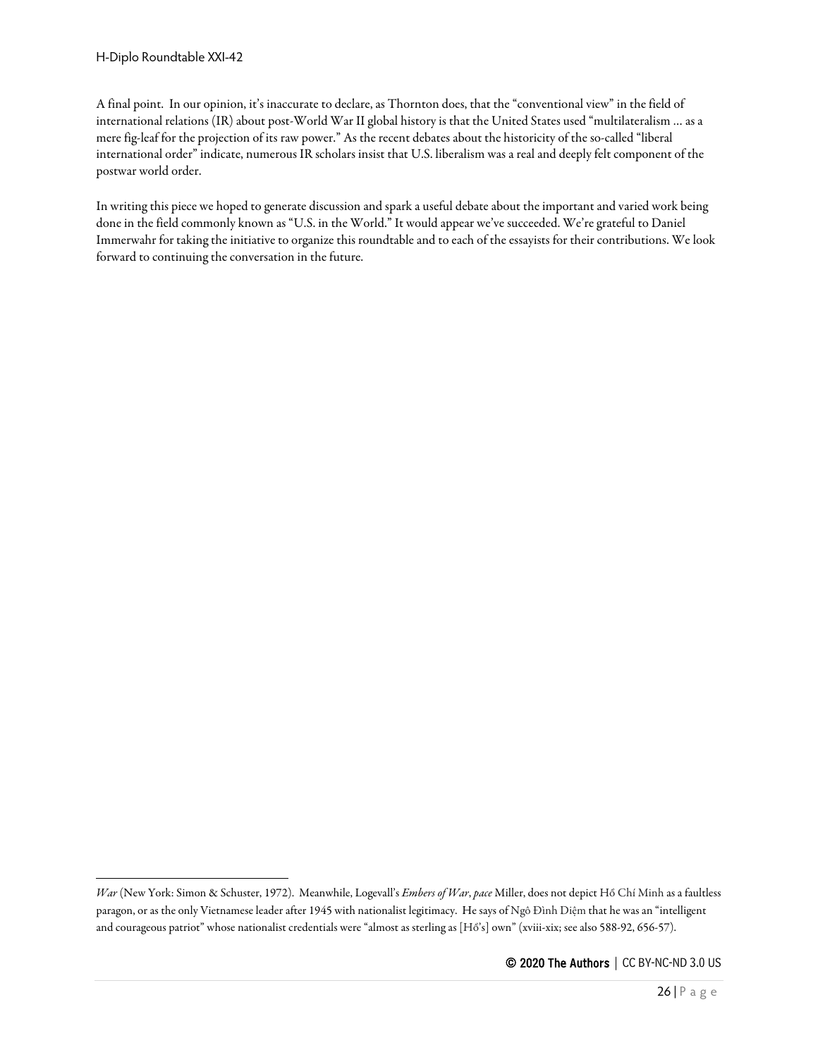A final point. In our opinion, it's inaccurate to declare, as Thornton does, that the "conventional view" in the field of international relations (IR) about post-World War II global history is that the United States used "multilateralism … as a mere fig-leaf for the projection of its raw power." As the recent debates about the historicity of the so-called "liberal international order" indicate, numerous IR scholars insist that U.S. liberalism was a real and deeply felt component of the postwar world order.

In writing this piece we hoped to generate discussion and spark a useful debate about the important and varied work being done in the field commonly known as "U.S. in the World." It would appear we've succeeded. We're grateful to Daniel Immerwahr for taking the initiative to organize this roundtable and to each of the essayists for their contributions. We look forward to continuing the conversation in the future.

---

*War* (New York: Simon & Schuster, 1972). Meanwhile, Logevall's *Embers of War*, *pace* Miller, does not depict Hồ Chí Minh as a faultless paragon, or as the only Vietnamese leader after 1945 with nationalist legitimacy. He says of Ngô Đình Diệm that he was an "intelligent and courageous patriot" whose nationalist credentials were "almost as sterling as [Hồ's] own" (xviii-xix; see also 588-92, 656-57).

© 2020 The Authors | CC BY-NC-ND 3.0 US